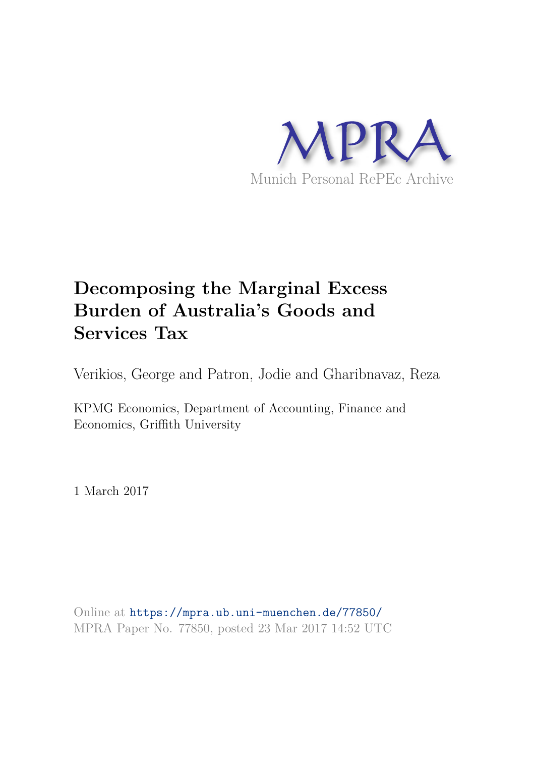MPRA

Munich Personal RePEc Archive

# Decomposing the Marginal Excess Burden of Australia's Goods and Services Tax

Verikios, George and Patron, Jodie and Gharibnavaz, Reza

KPMG Economics, Department of Accounting, Finance and Economics, Griffith University

1 March 2017

Online at https://mpra.ub.uni-muenchen.de/77850/
MPRA Paper No. 77850, posted 23 Mar 2017 14:52 UTC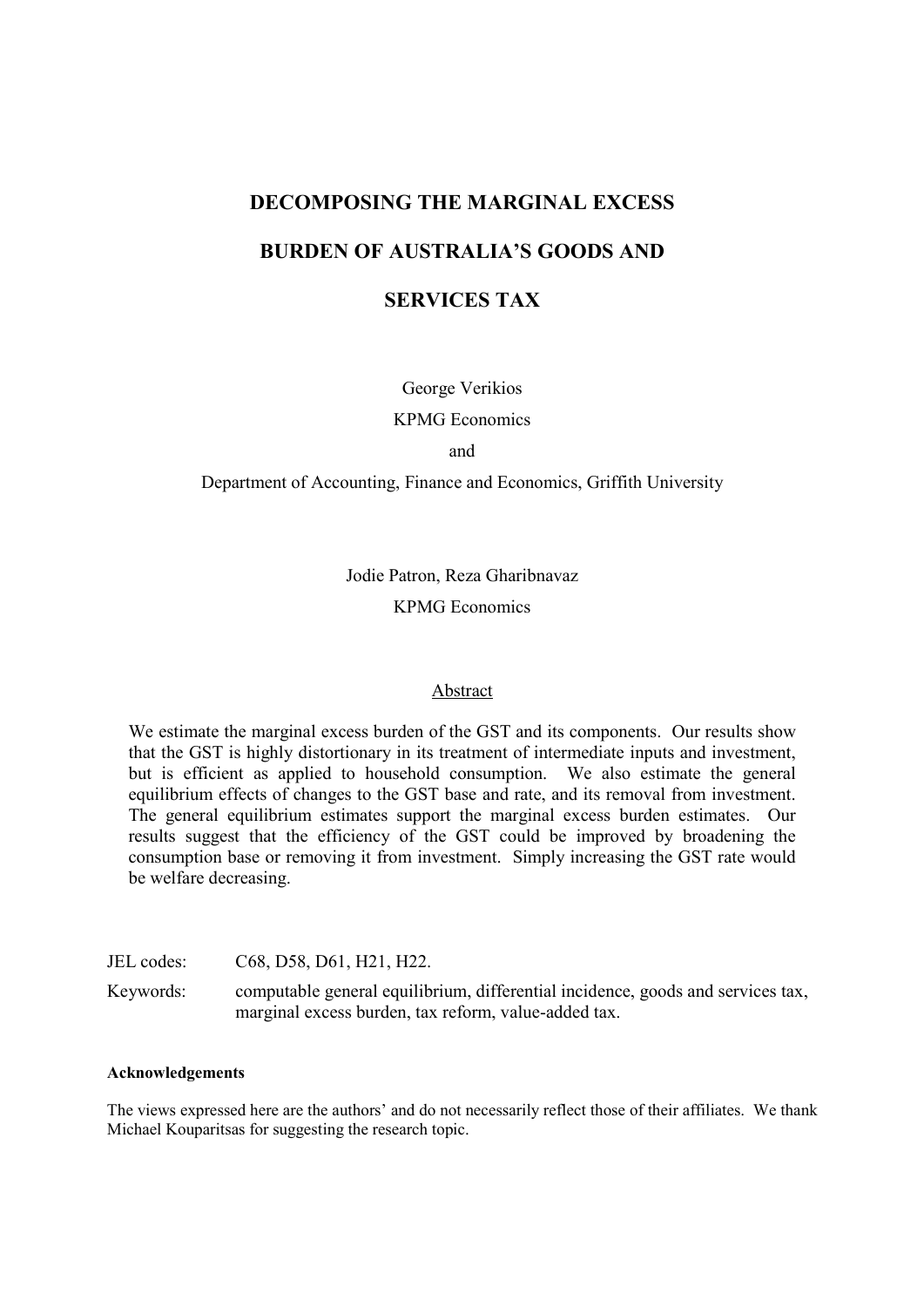# DECOMPOSING THE MARGINAL EXCESS BURDEN OF AUSTRALIA'S GOODS AND SERVICES TAX

George Verikios
KPMG Economics
and
Department of Accounting, Finance and Economics, Griffith University

Jodie Patron, Reza Gharibnavaz
KPMG Economics

## Abstract

We estimate the marginal excess burden of the GST and its components. Our results show that the GST is highly distortionary in its treatment of intermediate inputs and investment, but is efficient as applied to household consumption. We also estimate the general equilibrium effects of changes to the GST base and rate, and its removal from investment. The general equilibrium estimates support the marginal excess burden estimates. Our results suggest that the efficiency of the GST could be improved by broadening the consumption base or removing it from investment. Simply increasing the GST rate would be welfare decreasing.

JEL codes: C68, D58, D61, H21, H22.

Keywords: computable general equilibrium, differential incidence, goods and services tax, marginal excess burden, tax reform, value-added tax.

**Acknowledgements**

The views expressed here are the authors' and do not necessarily reflect those of their affiliates. We thank Michael Kouparitsas for suggesting the research topic.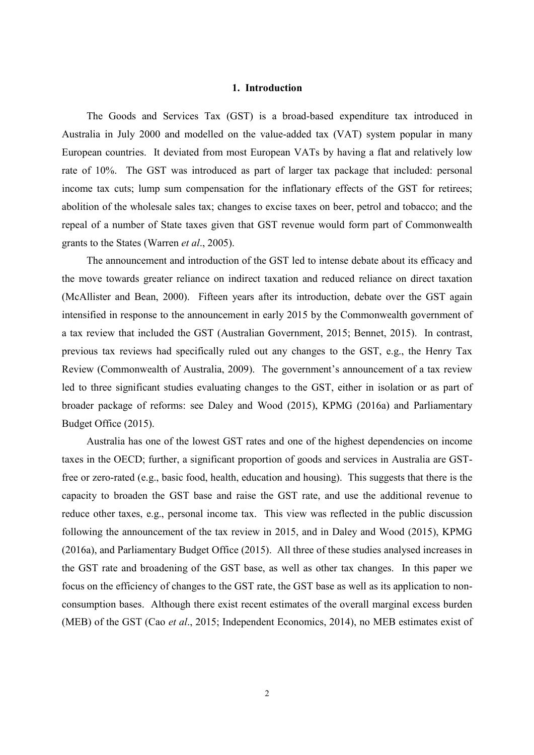## 1. Introduction

The Goods and Services Tax (GST) is a broad-based expenditure tax introduced in Australia in July 2000 and modelled on the value-added tax (VAT) system popular in many European countries. It deviated from most European VATs by having a flat and relatively low rate of 10%. The GST was introduced as part of larger tax package that included: personal income tax cuts; lump sum compensation for the inflationary effects of the GST for retirees; abolition of the wholesale sales tax; changes to excise taxes on beer, petrol and tobacco; and the repeal of a number of State taxes given that GST revenue would form part of Commonwealth grants to the States (Warren *et al*., 2005).

The announcement and introduction of the GST led to intense debate about its efficacy and the move towards greater reliance on indirect taxation and reduced reliance on direct taxation (McAllister and Bean, 2000). Fifteen years after its introduction, debate over the GST again intensified in response to the announcement in early 2015 by the Commonwealth government of a tax review that included the GST (Australian Government, 2015; Bennet, 2015). In contrast, previous tax reviews had specifically ruled out any changes to the GST, e.g., the Henry Tax Review (Commonwealth of Australia, 2009). The government's announcement of a tax review led to three significant studies evaluating changes to the GST, either in isolation or as part of broader package of reforms: see Daley and Wood (2015), KPMG (2016a) and Parliamentary Budget Office (2015).

Australia has one of the lowest GST rates and one of the highest dependencies on income taxes in the OECD; further, a significant proportion of goods and services in Australia are GST-free or zero-rated (e.g., basic food, health, education and housing). This suggests that there is the capacity to broaden the GST base and raise the GST rate, and use the additional revenue to reduce other taxes, e.g., personal income tax. This view was reflected in the public discussion following the announcement of the tax review in 2015, and in Daley and Wood (2015), KPMG (2016a), and Parliamentary Budget Office (2015). All three of these studies analysed increases in the GST rate and broadening of the GST base, as well as other tax changes. In this paper we focus on the efficiency of changes to the GST rate, the GST base as well as its application to non-consumption bases. Although there exist recent estimates of the overall marginal excess burden (MEB) of the GST (Cao *et al*., 2015; Independent Economics, 2014), no MEB estimates exist of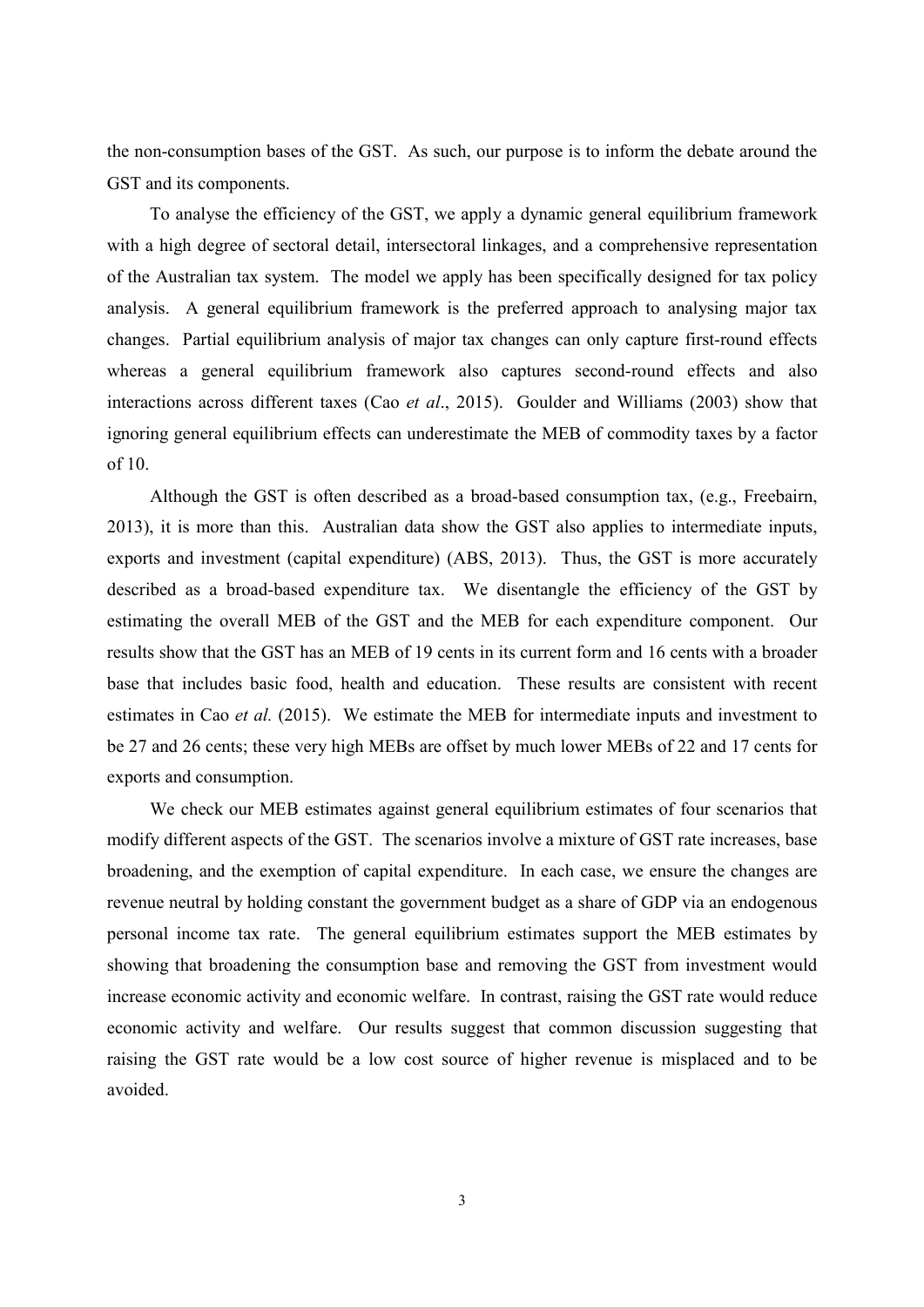the non-consumption bases of the GST. As such, our purpose is to inform the debate around the GST and its components.

To analyse the efficiency of the GST, we apply a dynamic general equilibrium framework with a high degree of sectoral detail, intersectoral linkages, and a comprehensive representation of the Australian tax system. The model we apply has been specifically designed for tax policy analysis. A general equilibrium framework is the preferred approach to analysing major tax changes. Partial equilibrium analysis of major tax changes can only capture first-round effects whereas a general equilibrium framework also captures second-round effects and also interactions across different taxes (Cao *et al*., 2015). Goulder and Williams (2003) show that ignoring general equilibrium effects can underestimate the MEB of commodity taxes by a factor of 10.

Although the GST is often described as a broad-based consumption tax, (e.g., Freebairn, 2013), it is more than this. Australian data show the GST also applies to intermediate inputs, exports and investment (capital expenditure) (ABS, 2013). Thus, the GST is more accurately described as a broad-based expenditure tax. We disentangle the efficiency of the GST by estimating the overall MEB of the GST and the MEB for each expenditure component. Our results show that the GST has an MEB of 19 cents in its current form and 16 cents with a broader base that includes basic food, health and education. These results are consistent with recent estimates in Cao *et al.* (2015). We estimate the MEB for intermediate inputs and investment to be 27 and 26 cents; these very high MEBs are offset by much lower MEBs of 22 and 17 cents for exports and consumption.

We check our MEB estimates against general equilibrium estimates of four scenarios that modify different aspects of the GST. The scenarios involve a mixture of GST rate increases, base broadening, and the exemption of capital expenditure. In each case, we ensure the changes are revenue neutral by holding constant the government budget as a share of GDP via an endogenous personal income tax rate. The general equilibrium estimates support the MEB estimates by showing that broadening the consumption base and removing the GST from investment would increase economic activity and economic welfare. In contrast, raising the GST rate would reduce economic activity and welfare. Our results suggest that common discussion suggesting that raising the GST rate would be a low cost source of higher revenue is misplaced and to be avoided.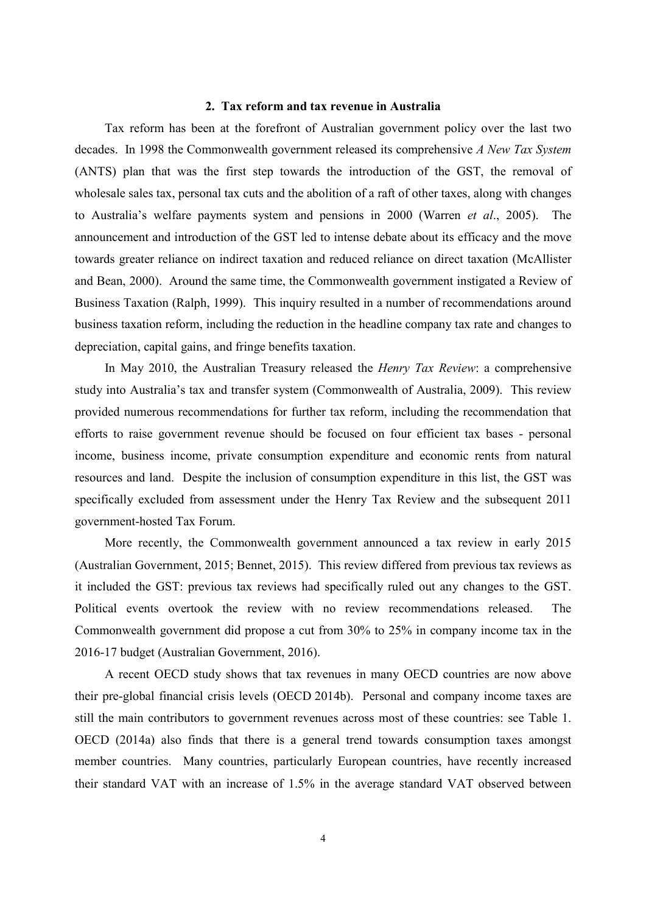## 2. Tax reform and tax revenue in Australia

Tax reform has been at the forefront of Australian government policy over the last two decades. In 1998 the Commonwealth government released its comprehensive *A New Tax System* (ANTS) plan that was the first step towards the introduction of the GST, the removal of wholesale sales tax, personal tax cuts and the abolition of a raft of other taxes, along with changes to Australia's welfare payments system and pensions in 2000 (Warren *et al*., 2005). The announcement and introduction of the GST led to intense debate about its efficacy and the move towards greater reliance on indirect taxation and reduced reliance on direct taxation (McAllister and Bean, 2000). Around the same time, the Commonwealth government instigated a Review of Business Taxation (Ralph, 1999). This inquiry resulted in a number of recommendations around business taxation reform, including the reduction in the headline company tax rate and changes to depreciation, capital gains, and fringe benefits taxation.

In May 2010, the Australian Treasury released the *Henry Tax Review*: a comprehensive study into Australia's tax and transfer system (Commonwealth of Australia, 2009). This review provided numerous recommendations for further tax reform, including the recommendation that efforts to raise government revenue should be focused on four efficient tax bases - personal income, business income, private consumption expenditure and economic rents from natural resources and land. Despite the inclusion of consumption expenditure in this list, the GST was specifically excluded from assessment under the Henry Tax Review and the subsequent 2011 government-hosted Tax Forum.

More recently, the Commonwealth government announced a tax review in early 2015 (Australian Government, 2015; Bennet, 2015). This review differed from previous tax reviews as it included the GST: previous tax reviews had specifically ruled out any changes to the GST. Political events overtook the review with no review recommendations released. The Commonwealth government did propose a cut from 30% to 25% in company income tax in the 2016-17 budget (Australian Government, 2016).

A recent OECD study shows that tax revenues in many OECD countries are now above their pre-global financial crisis levels (OECD 2014b). Personal and company income taxes are still the main contributors to government revenues across most of these countries: see Table 1. OECD (2014a) also finds that there is a general trend towards consumption taxes amongst member countries. Many countries, particularly European countries, have recently increased their standard VAT with an increase of 1.5% in the average standard VAT observed between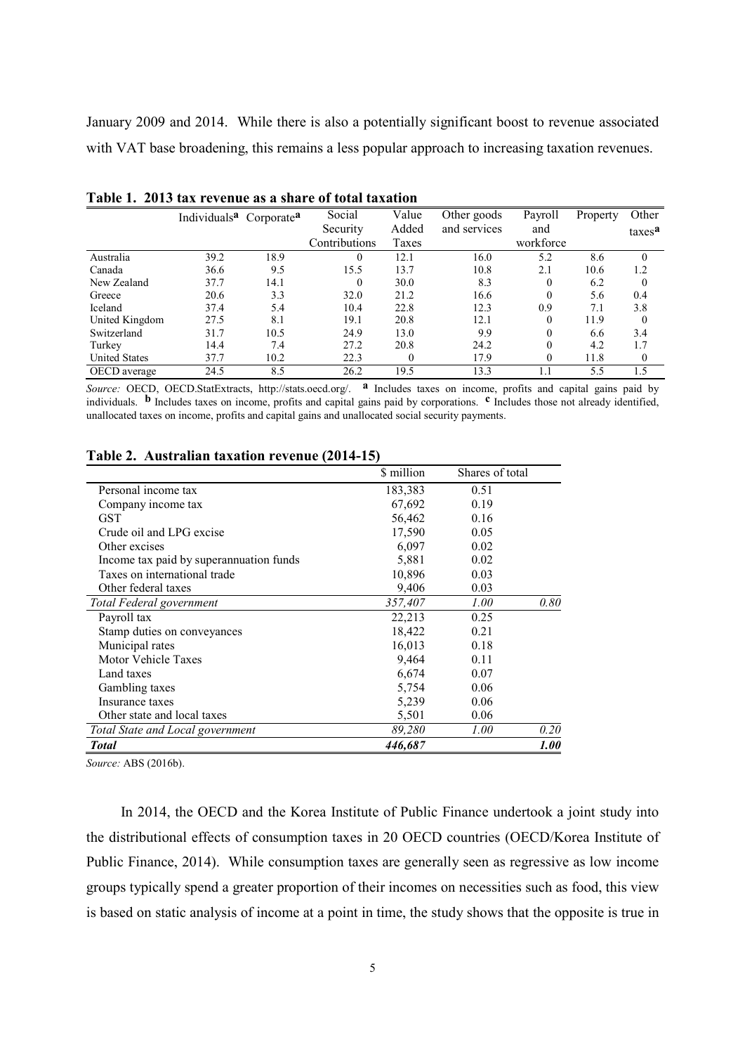January 2009 and 2014. While there is also a potentially significant boost to revenue associated with VAT base broadening, this remains a less popular approach to increasing taxation revenues.

**Table 1. 2013 tax revenue as a share of total taxation**

| | Individuals[a] | Corporate[a] | Social Security Contributions | Value Added Taxes | Other goods and services | Payroll and workforce | Property | Other taxes[a] |
|---|---|---|---|---|---|---|---|---|
| Australia | 39.2 | 18.9 | 0 | 12.1 | 16.0 | 5.2 | 8.6 | 0 |
| Canada | 36.6 | 9.5 | 15.5 | 13.7 | 10.8 | 2.1 | 10.6 | 1.2 |
| New Zealand | 37.7 | 14.1 | 0 | 30.0 | 8.3 | 0 | 6.2 | 0 |
| Greece | 20.6 | 3.3 | 32.0 | 21.2 | 16.6 | 0 | 5.6 | 0.4 |
| Iceland | 37.4 | 5.4 | 10.4 | 22.8 | 12.3 | 0.9 | 7.1 | 3.8 |
| United Kingdom | 27.5 | 8.1 | 19.1 | 20.8 | 12.1 | 0 | 11.9 | 0 |
| Switzerland | 31.7 | 10.5 | 24.9 | 13.0 | 9.9 | 0 | 6.6 | 3.4 |
| Turkey | 14.4 | 7.4 | 27.2 | 20.8 | 24.2 | 0 | 4.2 | 1.7 |
| United States | 37.7 | 10.2 | 22.3 | 0 | 17.9 | 0 | 11.8 | 0 |
| OECD average | 24.5 | 8.5 | 26.2 | 19.5 | 13.3 | 1.1 | 5.5 | 1.5 |

*Source:* OECD, OECD.StatExtracts, http://stats.oecd.org/. **a** Includes taxes on income, profits and capital gains paid by individuals. **b** Includes taxes on income, profits and capital gains paid by corporations. **c** Includes those not already identified, unallocated taxes on income, profits and capital gains and unallocated social security payments.

**Table 2. Australian taxation revenue (2014-15)**

| | $ million | Shares of total | |
|---|---|---|---|
| Personal income tax | 183,383 | 0.51 | |
| Company income tax | 67,692 | 0.19 | |
| GST | 56,462 | 0.16 | |
| Crude oil and LPG excise | 17,590 | 0.05 | |
| Other excises | 6,097 | 0.02 | |
| Income tax paid by superannuation funds | 5,881 | 0.02 | |
| Taxes on international trade | 10,896 | 0.03 | |
| Other federal taxes | 9,406 | 0.03 | |
| *Total Federal government* | *357,407* | *1.00* | *0.80* |
| Payroll tax | 22,213 | 0.25 | |
| Stamp duties on conveyances | 18,422 | 0.21 | |
| Municipal rates | 16,013 | 0.18 | |
| Motor Vehicle Taxes | 9,464 | 0.11 | |
| Land taxes | 6,674 | 0.07 | |
| Gambling taxes | 5,754 | 0.06 | |
| Insurance taxes | 5,239 | 0.06 | |
| Other state and local taxes | 5,501 | 0.06 | |
| *Total State and Local government* | *89,280* | *1.00* | *0.20* |
| ***Total*** | ***446,687*** | | ***1.00*** |

*Source:* ABS (2016b).

In 2014, the OECD and the Korea Institute of Public Finance undertook a joint study into the distributional effects of consumption taxes in 20 OECD countries (OECD/Korea Institute of Public Finance, 2014). While consumption taxes are generally seen as regressive as low income groups typically spend a greater proportion of their incomes on necessities such as food, this view is based on static analysis of income at a point in time, the study shows that the opposite is true in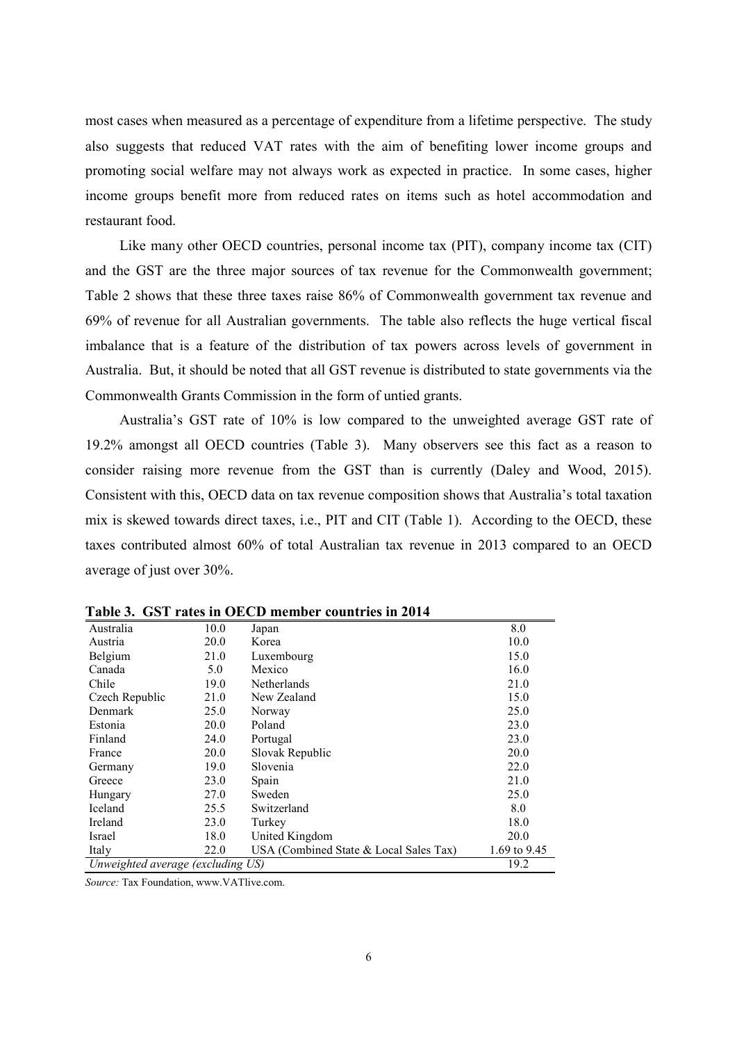most cases when measured as a percentage of expenditure from a lifetime perspective. The study also suggests that reduced VAT rates with the aim of benefiting lower income groups and promoting social welfare may not always work as expected in practice. In some cases, higher income groups benefit more from reduced rates on items such as hotel accommodation and restaurant food.

Like many other OECD countries, personal income tax (PIT), company income tax (CIT) and the GST are the three major sources of tax revenue for the Commonwealth government; Table 2 shows that these three taxes raise 86% of Commonwealth government tax revenue and 69% of revenue for all Australian governments. The table also reflects the huge vertical fiscal imbalance that is a feature of the distribution of tax powers across levels of government in Australia. But, it should be noted that all GST revenue is distributed to state governments via the Commonwealth Grants Commission in the form of untied grants.

Australia's GST rate of 10% is low compared to the unweighted average GST rate of 19.2% amongst all OECD countries (Table 3). Many observers see this fact as a reason to consider raising more revenue from the GST than is currently (Daley and Wood, 2015). Consistent with this, OECD data on tax revenue composition shows that Australia's total taxation mix is skewed towards direct taxes, i.e., PIT and CIT (Table 1). According to the OECD, these taxes contributed almost 60% of total Australian tax revenue in 2013 compared to an OECD average of just over 30%.

**Table 3. GST rates in OECD member countries in 2014**

| | | | |
|---|---|---|---|
| Australia | 10.0 | Japan | 8.0 |
| Austria | 20.0 | Korea | 10.0 |
| Belgium | 21.0 | Luxembourg | 15.0 |
| Canada | 5.0 | Mexico | 16.0 |
| Chile | 19.0 | Netherlands | 21.0 |
| Czech Republic | 21.0 | New Zealand | 15.0 |
| Denmark | 25.0 | Norway | 25.0 |
| Estonia | 20.0 | Poland | 23.0 |
| Finland | 24.0 | Portugal | 23.0 |
| France | 20.0 | Slovak Republic | 20.0 |
| Germany | 19.0 | Slovenia | 22.0 |
| Greece | 23.0 | Spain | 21.0 |
| Hungary | 27.0 | Sweden | 25.0 |
| Iceland | 25.5 | Switzerland | 8.0 |
| Ireland | 23.0 | Turkey | 18.0 |
| Israel | 18.0 | United Kingdom | 20.0 |
| Italy | 22.0 | USA (Combined State & Local Sales Tax) | 1.69 to 9.45 |
| *Unweighted average (excluding US)* | | | 19.2 |

*Source:* Tax Foundation, www.VATlive.com.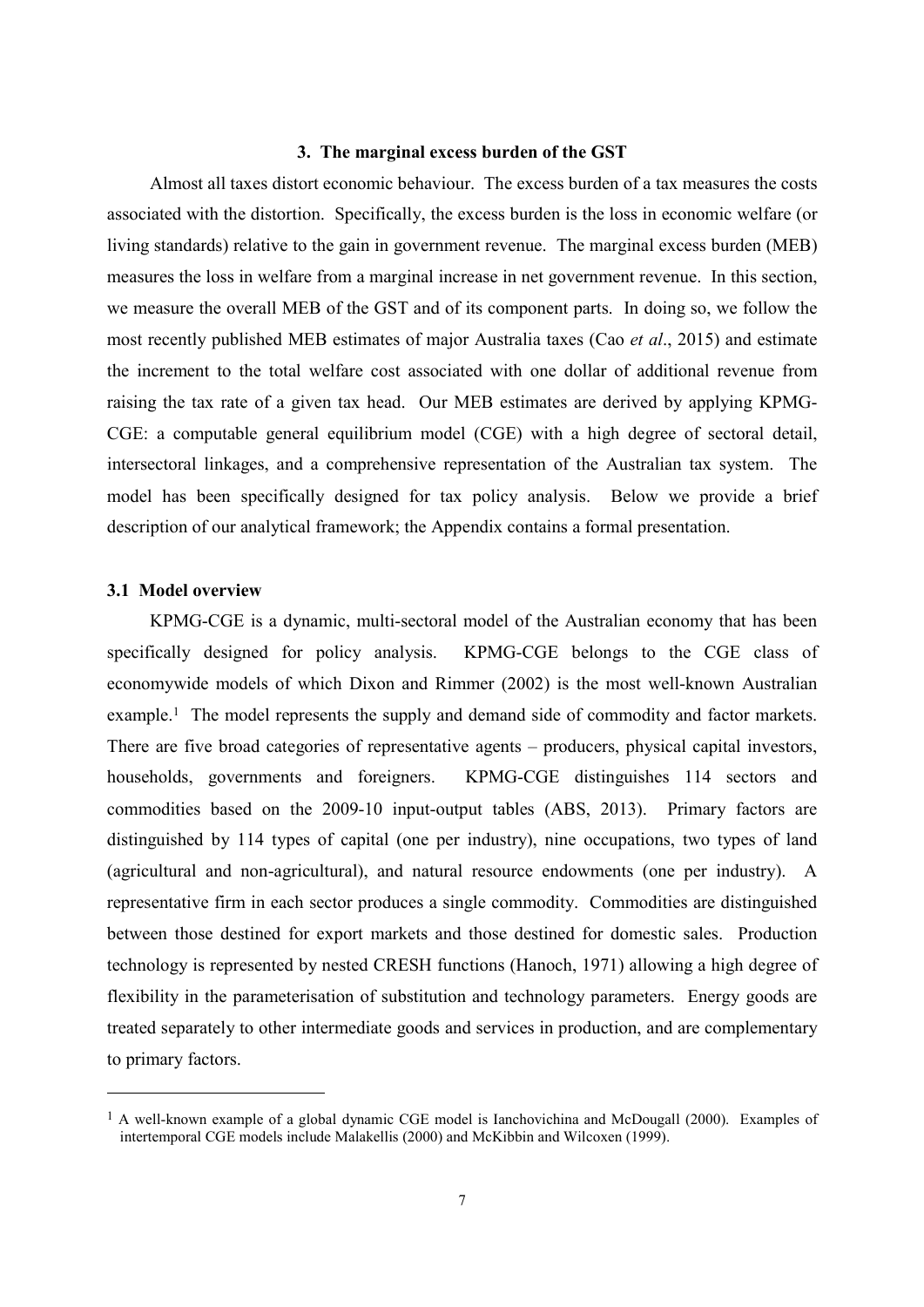## 3. The marginal excess burden of the GST

Almost all taxes distort economic behaviour. The excess burden of a tax measures the costs associated with the distortion. Specifically, the excess burden is the loss in economic welfare (or living standards) relative to the gain in government revenue. The marginal excess burden (MEB) measures the loss in welfare from a marginal increase in net government revenue. In this section, we measure the overall MEB of the GST and of its component parts. In doing so, we follow the most recently published MEB estimates of major Australia taxes (Cao *et al*., 2015) and estimate the increment to the total welfare cost associated with one dollar of additional revenue from raising the tax rate of a given tax head. Our MEB estimates are derived by applying KPMG-CGE: a computable general equilibrium model (CGE) with a high degree of sectoral detail, intersectoral linkages, and a comprehensive representation of the Australian tax system. The model has been specifically designed for tax policy analysis. Below we provide a brief description of our analytical framework; the Appendix contains a formal presentation.

### 3.1 Model overview

KPMG-CGE is a dynamic, multi-sectoral model of the Australian economy that has been specifically designed for policy analysis. KPMG-CGE belongs to the CGE class of economywide models of which Dixon and Rimmer (2002) is the most well-known Australian example.[1] The model represents the supply and demand side of commodity and factor markets. There are five broad categories of representative agents – producers, physical capital investors, households, governments and foreigners. KPMG-CGE distinguishes 114 sectors and commodities based on the 2009-10 input-output tables (ABS, 2013). Primary factors are distinguished by 114 types of capital (one per industry), nine occupations, two types of land (agricultural and non-agricultural), and natural resource endowments (one per industry). A representative firm in each sector produces a single commodity. Commodities are distinguished between those destined for export markets and those destined for domestic sales. Production technology is represented by nested CRESH functions (Hanoch, 1971) allowing a high degree of flexibility in the parameterisation of substitution and technology parameters. Energy goods are treated separately to other intermediate goods and services in production, and are complementary to primary factors.

---

[1] A well-known example of a global dynamic CGE model is Ianchovichina and McDougall (2000). Examples of intertemporal CGE models include Malakellis (2000) and McKibbin and Wilcoxen (1999).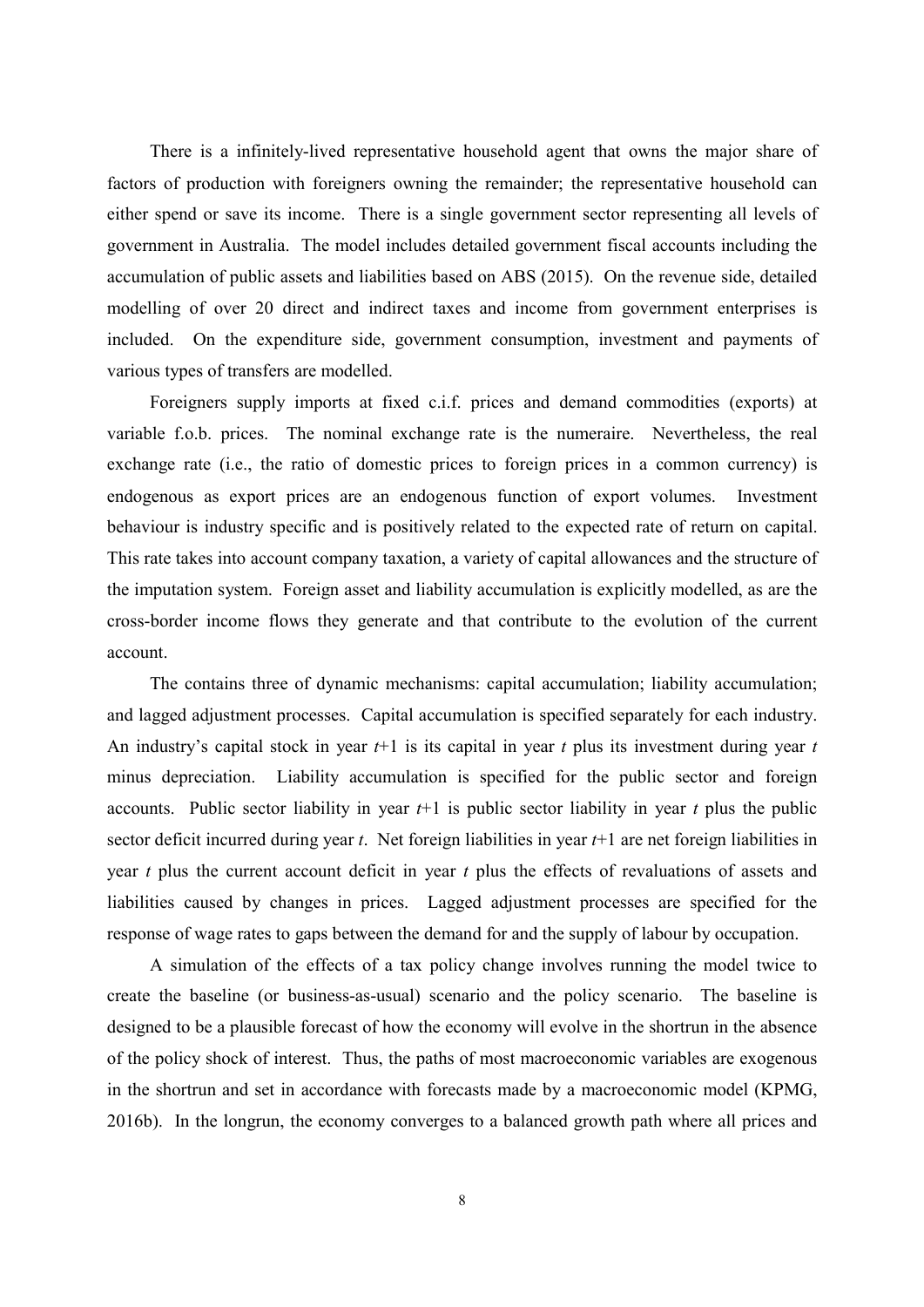There is a infinitely-lived representative household agent that owns the major share of factors of production with foreigners owning the remainder; the representative household can either spend or save its income. There is a single government sector representing all levels of government in Australia. The model includes detailed government fiscal accounts including the accumulation of public assets and liabilities based on ABS (2015). On the revenue side, detailed modelling of over 20 direct and indirect taxes and income from government enterprises is included. On the expenditure side, government consumption, investment and payments of various types of transfers are modelled.

Foreigners supply imports at fixed c.i.f. prices and demand commodities (exports) at variable f.o.b. prices. The nominal exchange rate is the numeraire. Nevertheless, the real exchange rate (i.e., the ratio of domestic prices to foreign prices in a common currency) is endogenous as export prices are an endogenous function of export volumes. Investment behaviour is industry specific and is positively related to the expected rate of return on capital. This rate takes into account company taxation, a variety of capital allowances and the structure of the imputation system. Foreign asset and liability accumulation is explicitly modelled, as are the cross-border income flows they generate and that contribute to the evolution of the current account.

The contains three of dynamic mechanisms: capital accumulation; liability accumulation; and lagged adjustment processes. Capital accumulation is specified separately for each industry. An industry's capital stock in year $t$+1 is its capital in year $t$ plus its investment during year $t$ minus depreciation. Liability accumulation is specified for the public sector and foreign accounts. Public sector liability in year $t$+1 is public sector liability in year $t$ plus the public sector deficit incurred during year $t$. Net foreign liabilities in year $t$+1 are net foreign liabilities in year $t$ plus the current account deficit in year $t$ plus the effects of revaluations of assets and liabilities caused by changes in prices. Lagged adjustment processes are specified for the response of wage rates to gaps between the demand for and the supply of labour by occupation.

A simulation of the effects of a tax policy change involves running the model twice to create the baseline (or business-as-usual) scenario and the policy scenario. The baseline is designed to be a plausible forecast of how the economy will evolve in the shortrun in the absence of the policy shock of interest. Thus, the paths of most macroeconomic variables are exogenous in the shortrun and set in accordance with forecasts made by a macroeconomic model (KPMG, 2016b). In the longrun, the economy converges to a balanced growth path where all prices and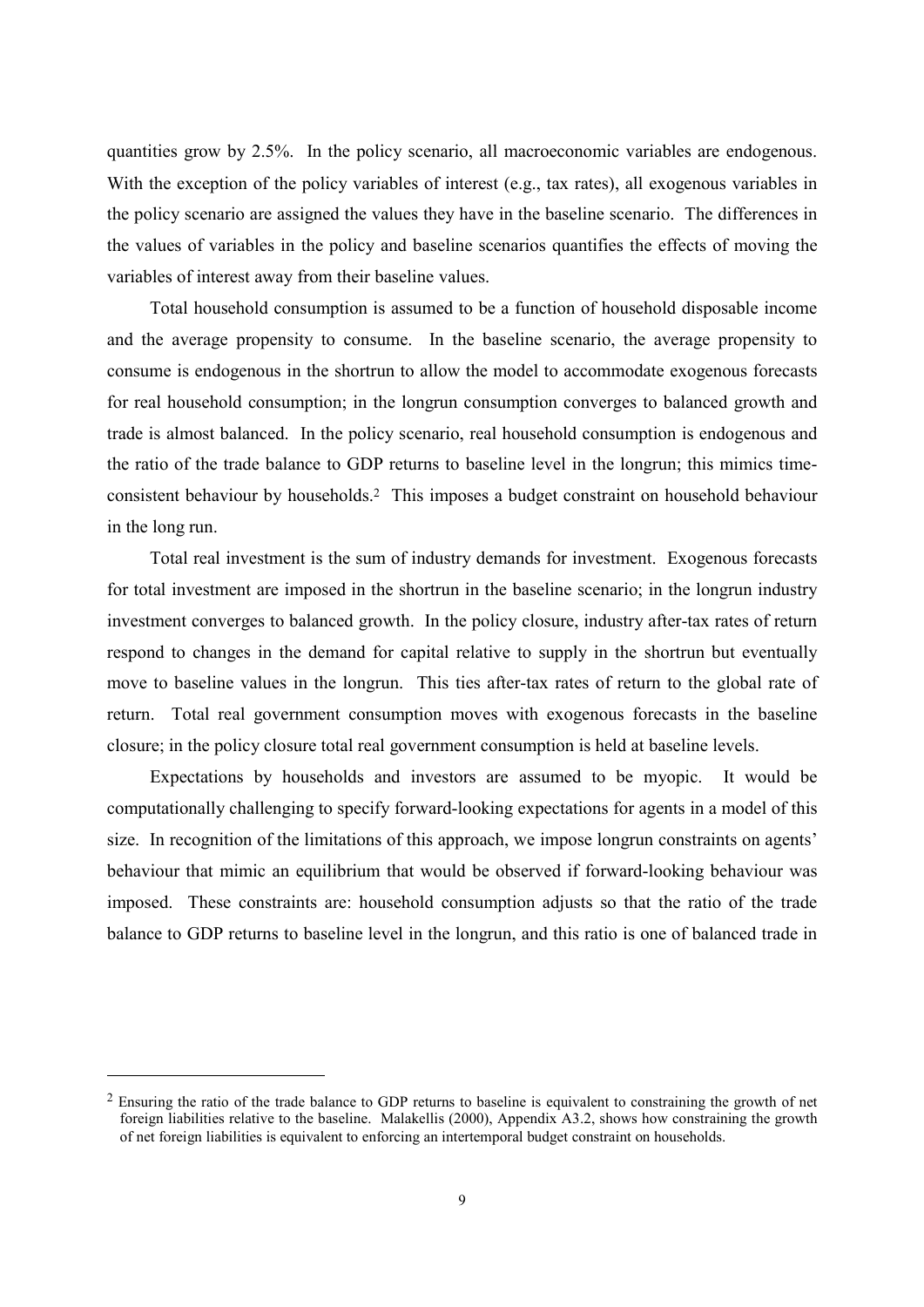quantities grow by 2.5%. In the policy scenario, all macroeconomic variables are endogenous. With the exception of the policy variables of interest (e.g., tax rates), all exogenous variables in the policy scenario are assigned the values they have in the baseline scenario. The differences in the values of variables in the policy and baseline scenarios quantifies the effects of moving the variables of interest away from their baseline values.

Total household consumption is assumed to be a function of household disposable income and the average propensity to consume. In the baseline scenario, the average propensity to consume is endogenous in the shortrun to allow the model to accommodate exogenous forecasts for real household consumption; in the longrun consumption converges to balanced growth and trade is almost balanced. In the policy scenario, real household consumption is endogenous and the ratio of the trade balance to GDP returns to baseline level in the longrun; this mimics time-consistent behaviour by households.[2] This imposes a budget constraint on household behaviour in the long run.

Total real investment is the sum of industry demands for investment. Exogenous forecasts for total investment are imposed in the shortrun in the baseline scenario; in the longrun industry investment converges to balanced growth. In the policy closure, industry after-tax rates of return respond to changes in the demand for capital relative to supply in the shortrun but eventually move to baseline values in the longrun. This ties after-tax rates of return to the global rate of return. Total real government consumption moves with exogenous forecasts in the baseline closure; in the policy closure total real government consumption is held at baseline levels.

Expectations by households and investors are assumed to be myopic. It would be computationally challenging to specify forward-looking expectations for agents in a model of this size. In recognition of the limitations of this approach, we impose longrun constraints on agents' behaviour that mimic an equilibrium that would be observed if forward-looking behaviour was imposed. These constraints are: household consumption adjusts so that the ratio of the trade balance to GDP returns to baseline level in the longrun, and this ratio is one of balanced trade in

---

[2] Ensuring the ratio of the trade balance to GDP returns to baseline is equivalent to constraining the growth of net foreign liabilities relative to the baseline. Malakellis (2000), Appendix A3.2, shows how constraining the growth of net foreign liabilities is equivalent to enforcing an intertemporal budget constraint on households.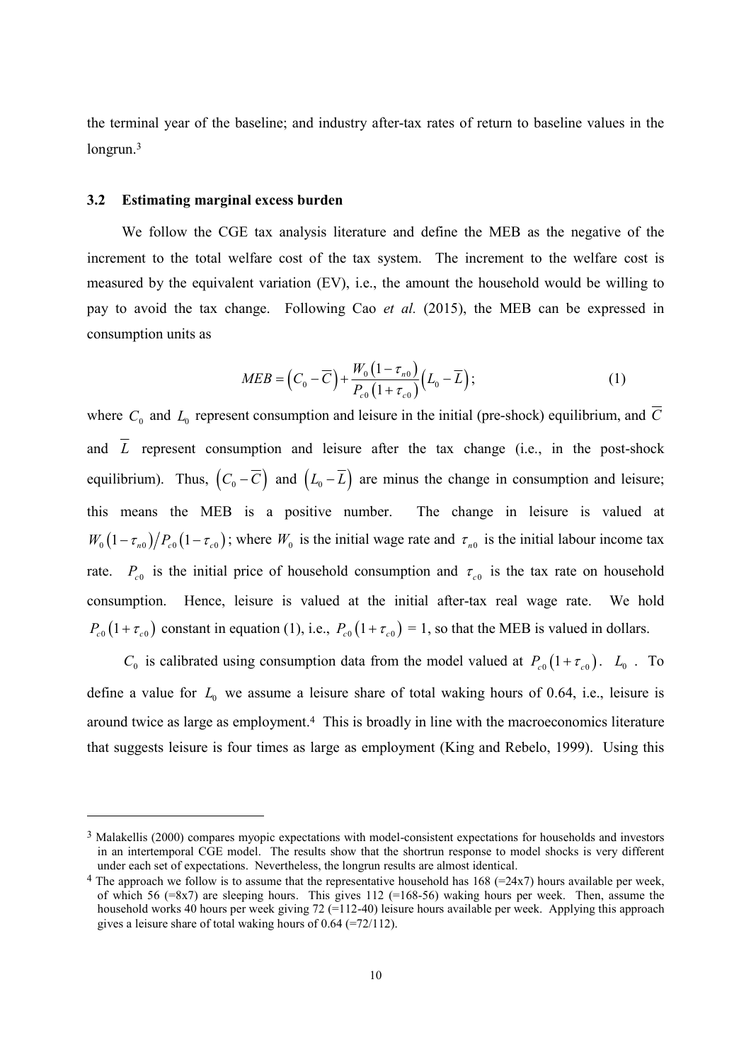the terminal year of the baseline; and industry after-tax rates of return to baseline values in the longrun.[3]

### 3.2 Estimating marginal excess burden

We follow the CGE tax analysis literature and define the MEB as the negative of the increment to the total welfare cost of the tax system. The increment to the welfare cost is measured by the equivalent variation (EV), i.e., the amount the household would be willing to pay to avoid the tax change. Following Cao *et al.* (2015), the MEB can be expressed in consumption units as

$$MEB = \left(C_0 - \overline{C}\right) + \frac{W_0\left(1-\tau_{n0}\right)}{P_{c0}\left(1+\tau_{c0}\right)}\left(L_0 - \overline{L}\right); \tag{1}$$

where $C_0$ and $L_0$ represent consumption and leisure in the initial (pre-shock) equilibrium, and $\overline{C}$ and $\overline{L}$ represent consumption and leisure after the tax change (i.e., in the post-shock equilibrium). Thus, $\left(C_0 - \overline{C}\right)$ and $\left(L_0 - \overline{L}\right)$ are minus the change in consumption and leisure; this means the MEB is a positive number. The change in leisure is valued at $W_0\left(1-\tau_{n0}\right)/P_{c0}\left(1-\tau_{c0}\right)$; where $W_0$ is the initial wage rate and $\tau_{n0}$ is the initial labour income tax rate. $P_{c0}$ is the initial price of household consumption and $\tau_{c0}$ is the tax rate on household consumption. Hence, leisure is valued at the initial after-tax real wage rate. We hold $P_{c0}\left(1+\tau_{c0}\right)$ constant in equation (1), i.e., $P_{c0}\left(1+\tau_{c0}\right)$ = 1, so that the MEB is valued in dollars.

$C_0$ is calibrated using consumption data from the model valued at $P_{c0}\left(1+\tau_{c0}\right)$. $L_0$ . To define a value for $L_0$ we assume a leisure share of total waking hours of 0.64, i.e., leisure is around twice as large as employment.[4] This is broadly in line with the macroeconomics literature that suggests leisure is four times as large as employment (King and Rebelo, 1999). Using this

---

[3] Malakellis (2000) compares myopic expectations with model-consistent expectations for households and investors in an intertemporal CGE model. The results show that the shortrun response to model shocks is very different under each set of expectations. Nevertheless, the longrun results are almost identical.

[4] The approach we follow is to assume that the representative household has 168 (=24x7) hours available per week, of which 56 (=8x7) are sleeping hours. This gives 112 (=168-56) waking hours per week. Then, assume the household works 40 hours per week giving 72 (=112-40) leisure hours available per week. Applying this approach gives a leisure share of total waking hours of 0.64 (=72/112).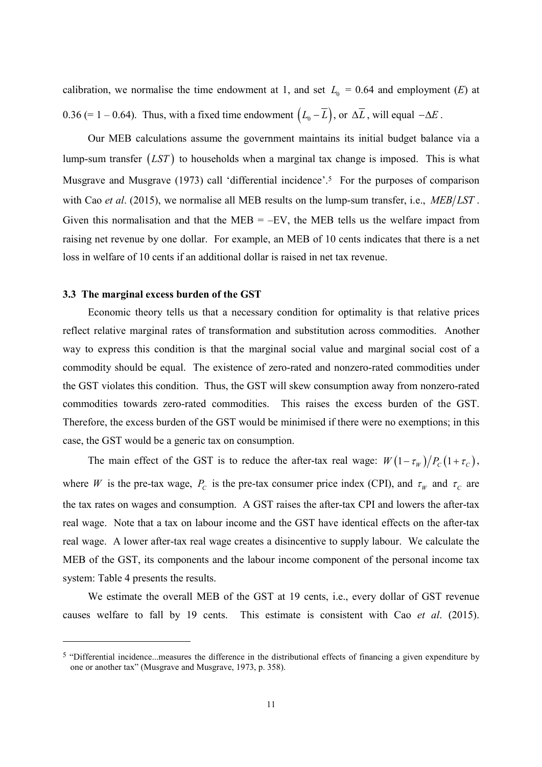calibration, we normalise the time endowment at 1, and set $L_0$ = 0.64 and employment ($E$) at 0.36 (= 1 – 0.64). Thus, with a fixed time endowment $\left(L_0 - \overline{L}\right)$, or $\Delta\overline{L}$, will equal $-\Delta E$.

Our MEB calculations assume the government maintains its initial budget balance via a lump-sum transfer $(LST)$ to households when a marginal tax change is imposed. This is what Musgrave and Musgrave (1973) call 'differential incidence'.[5] For the purposes of comparison with Cao *et al*. (2015), we normalise all MEB results on the lump-sum transfer, i.e., $MEB/LST$. Given this normalisation and that the MEB = –EV, the MEB tells us the welfare impact from raising net revenue by one dollar. For example, an MEB of 10 cents indicates that there is a net loss in welfare of 10 cents if an additional dollar is raised in net tax revenue.

### 3.3 The marginal excess burden of the GST

Economic theory tells us that a necessary condition for optimality is that relative prices reflect relative marginal rates of transformation and substitution across commodities. Another way to express this condition is that the marginal social value and marginal social cost of a commodity should be equal. The existence of zero-rated and nonzero-rated commodities under the GST violates this condition. Thus, the GST will skew consumption away from nonzero-rated commodities towards zero-rated commodities. This raises the excess burden of the GST. Therefore, the excess burden of the GST would be minimised if there were no exemptions; in this case, the GST would be a generic tax on consumption.

The main effect of the GST is to reduce the after-tax real wage: $W\left(1-\tau_W\right)/P_C\left(1+\tau_C\right)$, where $W$ is the pre-tax wage, $P_C$ is the pre-tax consumer price index (CPI), and $\tau_W$ and $\tau_C$ are the tax rates on wages and consumption. A GST raises the after-tax CPI and lowers the after-tax real wage. Note that a tax on labour income and the GST have identical effects on the after-tax real wage. A lower after-tax real wage creates a disincentive to supply labour. We calculate the MEB of the GST, its components and the labour income component of the personal income tax system: Table 4 presents the results.

We estimate the overall MEB of the GST at 19 cents, i.e., every dollar of GST revenue causes welfare to fall by 19 cents. This estimate is consistent with Cao *et al*. (2015).

---

[5] "Differential incidence...measures the difference in the distributional effects of financing a given expenditure by one or another tax" (Musgrave and Musgrave, 1973, p. 358).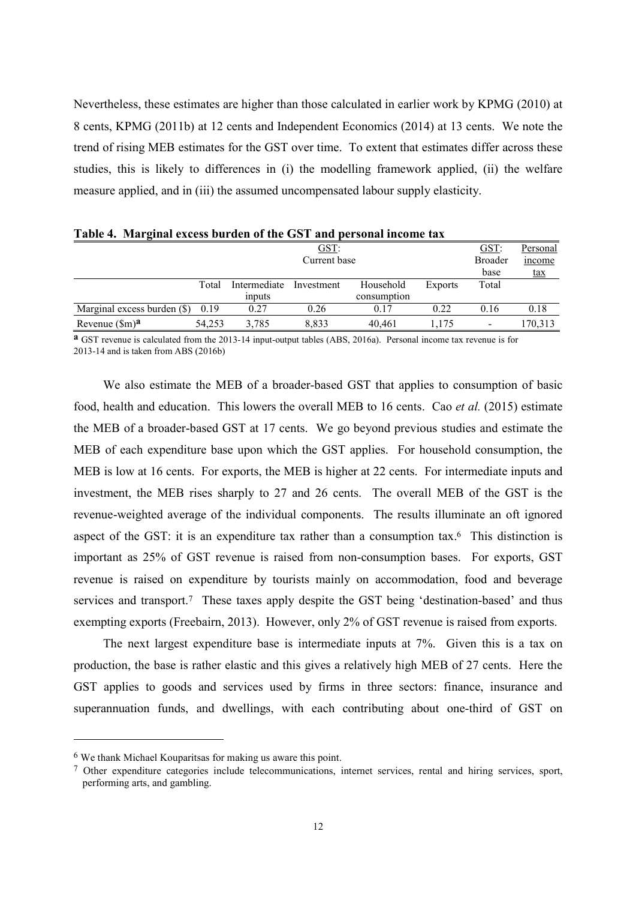Nevertheless, these estimates are higher than those calculated in earlier work by KPMG (2010) at 8 cents, KPMG (2011b) at 12 cents and Independent Economics (2014) at 13 cents. We note the trend of rising MEB estimates for the GST over time. To extent that estimates differ across these studies, this is likely to differences in (i) the modelling framework applied, (ii) the welfare measure applied, and in (iii) the assumed uncompensated labour supply elasticity.

**Table 4. Marginal excess burden of the GST and personal income tax**

| | GST: Current base | | | | | GST: Broader base | Personal income tax |
|---|---|---|---|---|---|---|---|
| | Total | Intermediate inputs | Investment | Household consumption | Exports | Total | |
| Marginal excess burden ($) | 0.19 | 0.27 | 0.26 | 0.17 | 0.22 | 0.16 | 0.18 |
| Revenue ($m)[a] | 54,253 | 3,785 | 8,833 | 40,461 | 1,175 | - | 170,313 |

[a] GST revenue is calculated from the 2013-14 input-output tables (ABS, 2016a). Personal income tax revenue is for 2013-14 and is taken from ABS (2016b)

We also estimate the MEB of a broader-based GST that applies to consumption of basic food, health and education. This lowers the overall MEB to 16 cents. Cao *et al.* (2015) estimate the MEB of a broader-based GST at 17 cents. We go beyond previous studies and estimate the MEB of each expenditure base upon which the GST applies. For household consumption, the MEB is low at 16 cents. For exports, the MEB is higher at 22 cents. For intermediate inputs and investment, the MEB rises sharply to 27 and 26 cents. The overall MEB of the GST is the revenue-weighted average of the individual components. The results illuminate an oft ignored aspect of the GST: it is an expenditure tax rather than a consumption tax.[6] This distinction is important as 25% of GST revenue is raised from non-consumption bases. For exports, GST revenue is raised on expenditure by tourists mainly on accommodation, food and beverage services and transport.[7] These taxes apply despite the GST being 'destination-based' and thus exempting exports (Freebairn, 2013). However, only 2% of GST revenue is raised from exports.

The next largest expenditure base is intermediate inputs at 7%. Given this is a tax on production, the base is rather elastic and this gives a relatively high MEB of 27 cents. Here the GST applies to goods and services used by firms in three sectors: finance, insurance and superannuation funds, and dwellings, with each contributing about one-third of GST on

[6] We thank Michael Kouparitsas for making us aware this point.

[7] Other expenditure categories include telecommunications, internet services, rental and hiring services, sport, performing arts, and gambling.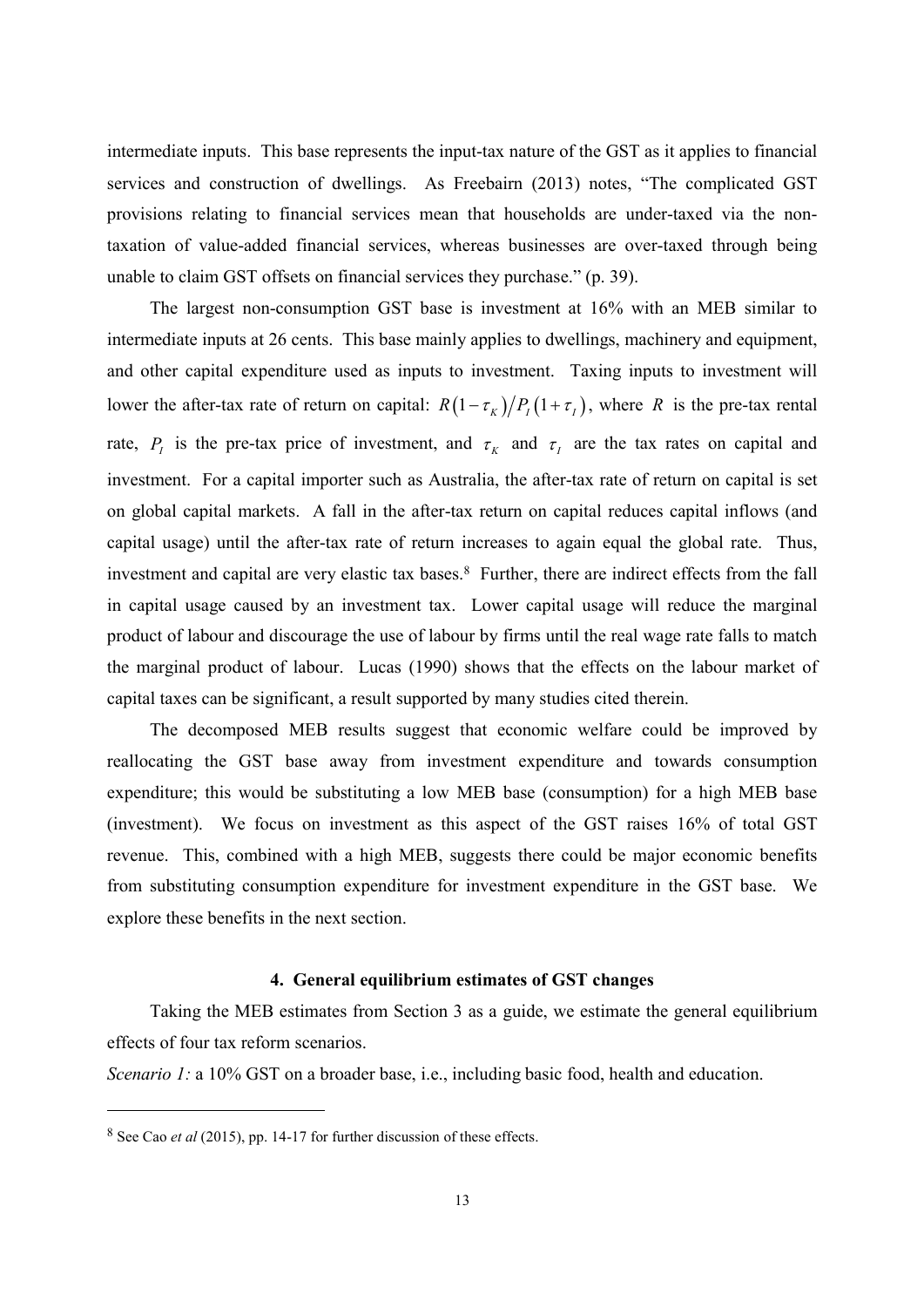intermediate inputs. This base represents the input-tax nature of the GST as it applies to financial services and construction of dwellings. As Freebairn (2013) notes, "The complicated GST provisions relating to financial services mean that households are under-taxed via the non-taxation of value-added financial services, whereas businesses are over-taxed through being unable to claim GST offsets on financial services they purchase." (p. 39).

The largest non-consumption GST base is investment at 16% with an MEB similar to intermediate inputs at 26 cents. This base mainly applies to dwellings, machinery and equipment, and other capital expenditure used as inputs to investment. Taxing inputs to investment will lower the after-tax rate of return on capital: $R(1-\tau_K)/P_I(1+\tau_I)$, where $R$ is the pre-tax rental rate, $P_I$ is the pre-tax price of investment, and $\tau_K$ and $\tau_I$ are the tax rates on capital and investment. For a capital importer such as Australia, the after-tax rate of return on capital is set on global capital markets. A fall in the after-tax return on capital reduces capital inflows (and capital usage) until the after-tax rate of return increases to again equal the global rate. Thus, investment and capital are very elastic tax bases.[8] Further, there are indirect effects from the fall in capital usage caused by an investment tax. Lower capital usage will reduce the marginal product of labour and discourage the use of labour by firms until the real wage rate falls to match the marginal product of labour. Lucas (1990) shows that the effects on the labour market of capital taxes can be significant, a result supported by many studies cited therein.

The decomposed MEB results suggest that economic welfare could be improved by reallocating the GST base away from investment expenditure and towards consumption expenditure; this would be substituting a low MEB base (consumption) for a high MEB base (investment). We focus on investment as this aspect of the GST raises 16% of total GST revenue. This, combined with a high MEB, suggests there could be major economic benefits from substituting consumption expenditure for investment expenditure in the GST base. We explore these benefits in the next section.

## 4. General equilibrium estimates of GST changes

Taking the MEB estimates from Section 3 as a guide, we estimate the general equilibrium effects of four tax reform scenarios.

*Scenario 1:* a 10% GST on a broader base, i.e., including basic food, health and education.

---

[8] See Cao *et al* (2015), pp. 14-17 for further discussion of these effects.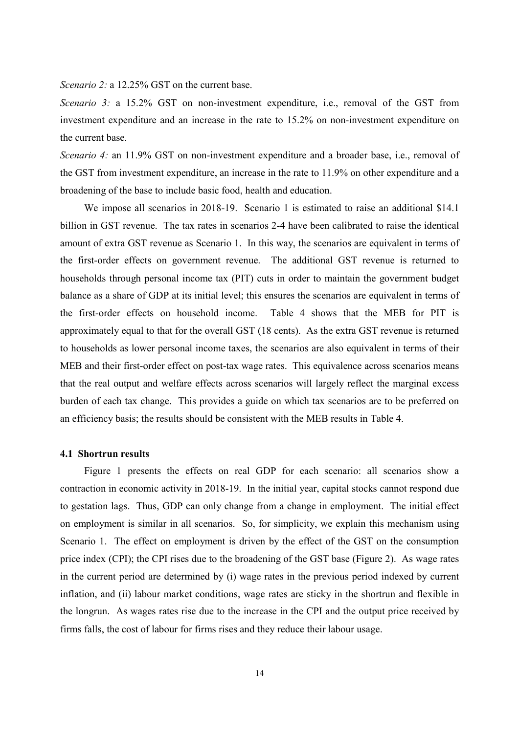*Scenario 2:* a 12.25% GST on the current base.

*Scenario 3:* a 15.2% GST on non-investment expenditure, i.e., removal of the GST from investment expenditure and an increase in the rate to 15.2% on non-investment expenditure on the current base.

*Scenario 4:* an 11.9% GST on non-investment expenditure and a broader base, i.e., removal of the GST from investment expenditure, an increase in the rate to 11.9% on other expenditure and a broadening of the base to include basic food, health and education.

We impose all scenarios in 2018-19. Scenario 1 is estimated to raise an additional \$14.1 billion in GST revenue. The tax rates in scenarios 2-4 have been calibrated to raise the identical amount of extra GST revenue as Scenario 1. In this way, the scenarios are equivalent in terms of the first-order effects on government revenue. The additional GST revenue is returned to households through personal income tax (PIT) cuts in order to maintain the government budget balance as a share of GDP at its initial level; this ensures the scenarios are equivalent in terms of the first-order effects on household income. Table 4 shows that the MEB for PIT is approximately equal to that for the overall GST (18 cents). As the extra GST revenue is returned to households as lower personal income taxes, the scenarios are also equivalent in terms of their MEB and their first-order effect on post-tax wage rates. This equivalence across scenarios means that the real output and welfare effects across scenarios will largely reflect the marginal excess burden of each tax change. This provides a guide on which tax scenarios are to be preferred on an efficiency basis; the results should be consistent with the MEB results in Table 4.

### 4.1 Shortrun results

Figure 1 presents the effects on real GDP for each scenario: all scenarios show a contraction in economic activity in 2018-19. In the initial year, capital stocks cannot respond due to gestation lags. Thus, GDP can only change from a change in employment. The initial effect on employment is similar in all scenarios. So, for simplicity, we explain this mechanism using Scenario 1. The effect on employment is driven by the effect of the GST on the consumption price index (CPI); the CPI rises due to the broadening of the GST base (Figure 2). As wage rates in the current period are determined by (i) wage rates in the previous period indexed by current inflation, and (ii) labour market conditions, wage rates are sticky in the shortrun and flexible in the longrun. As wages rates rise due to the increase in the CPI and the output price received by firms falls, the cost of labour for firms rises and they reduce their labour usage.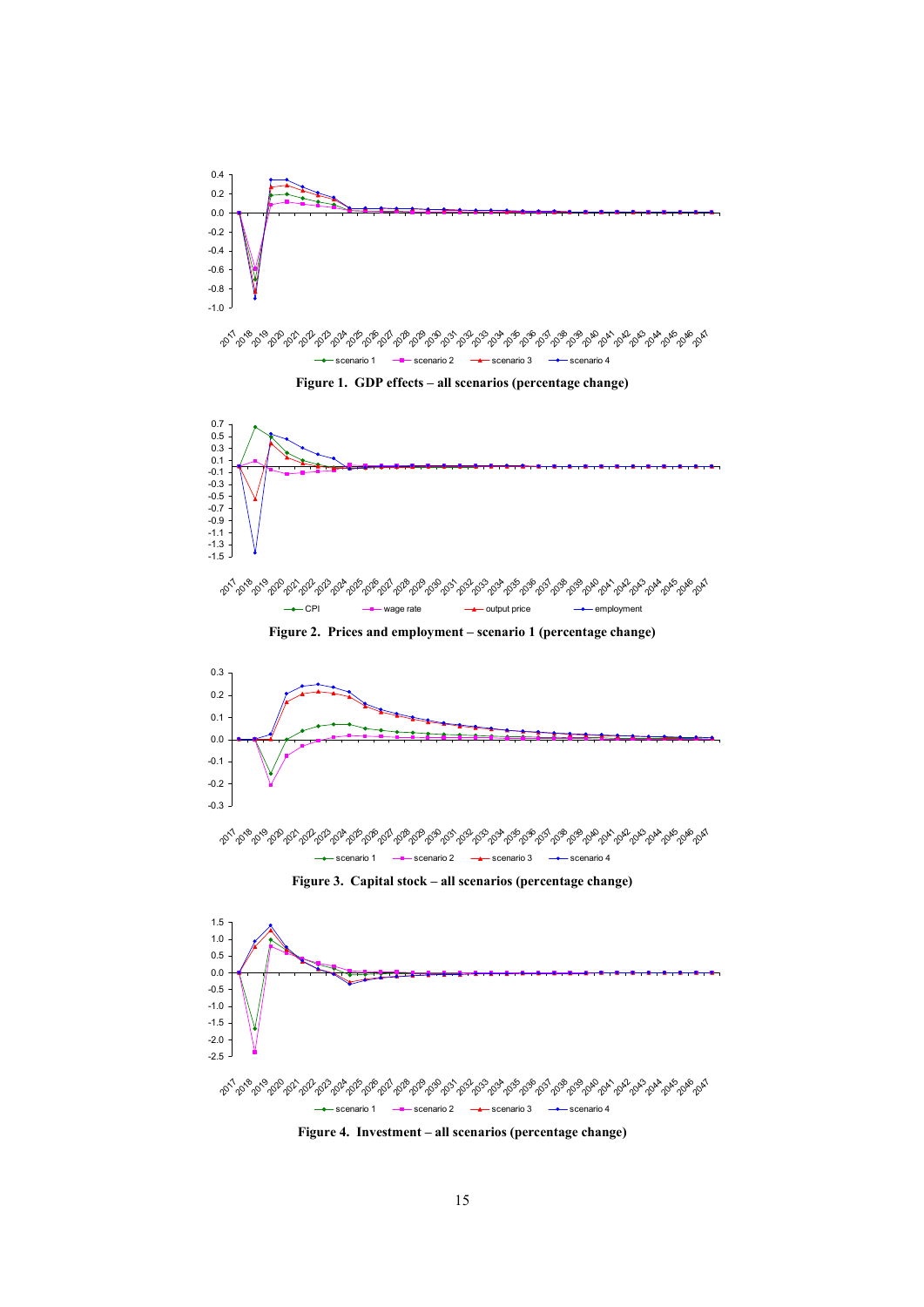**Figure 1. GDP effects – all scenarios (percentage change)**

**Figure 2. Prices and employment – scenario 1 (percentage change)**

**Figure 3. Capital stock – all scenarios (percentage change)**

**Figure 4. Investment – all scenarios (percentage change)**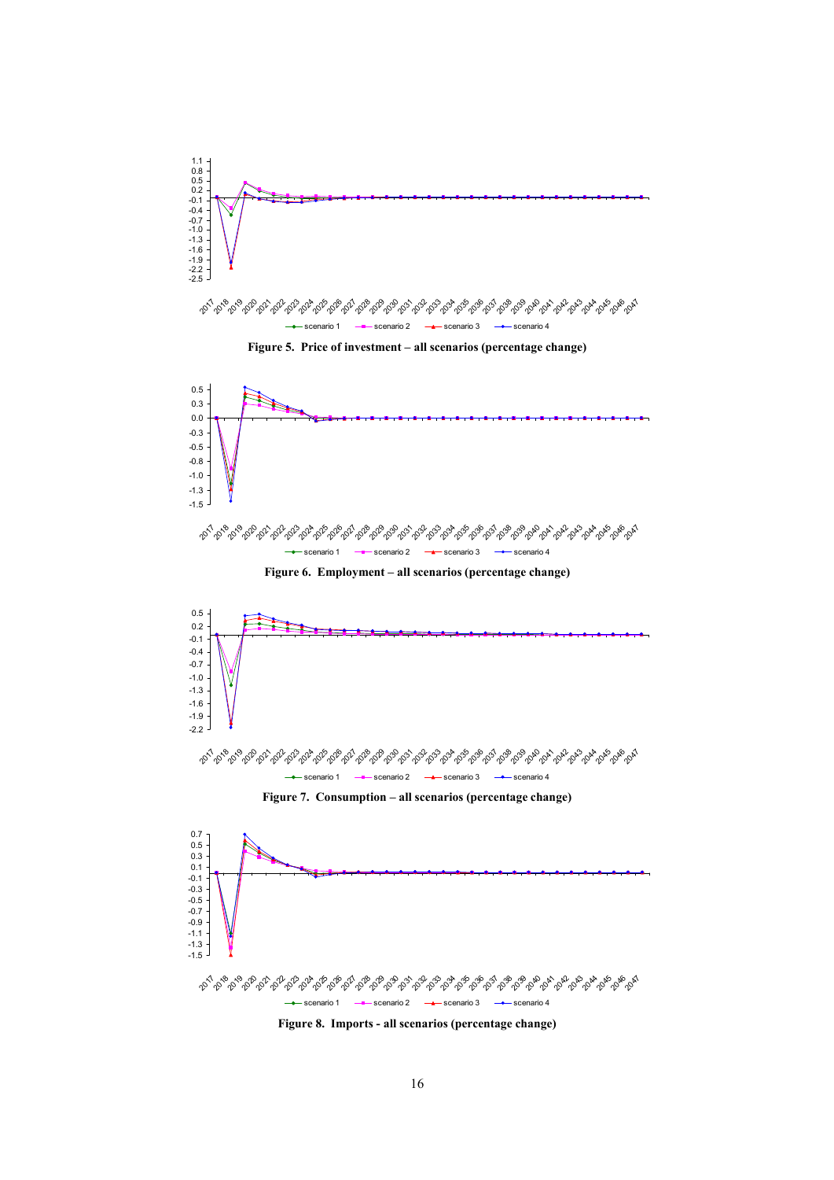Figure 5. Price of investment – all scenarios (percentage change)

Figure 6. Employment – all scenarios (percentage change)

Figure 7. Consumption – all scenarios (percentage change)

Figure 8. Imports - all scenarios (percentage change)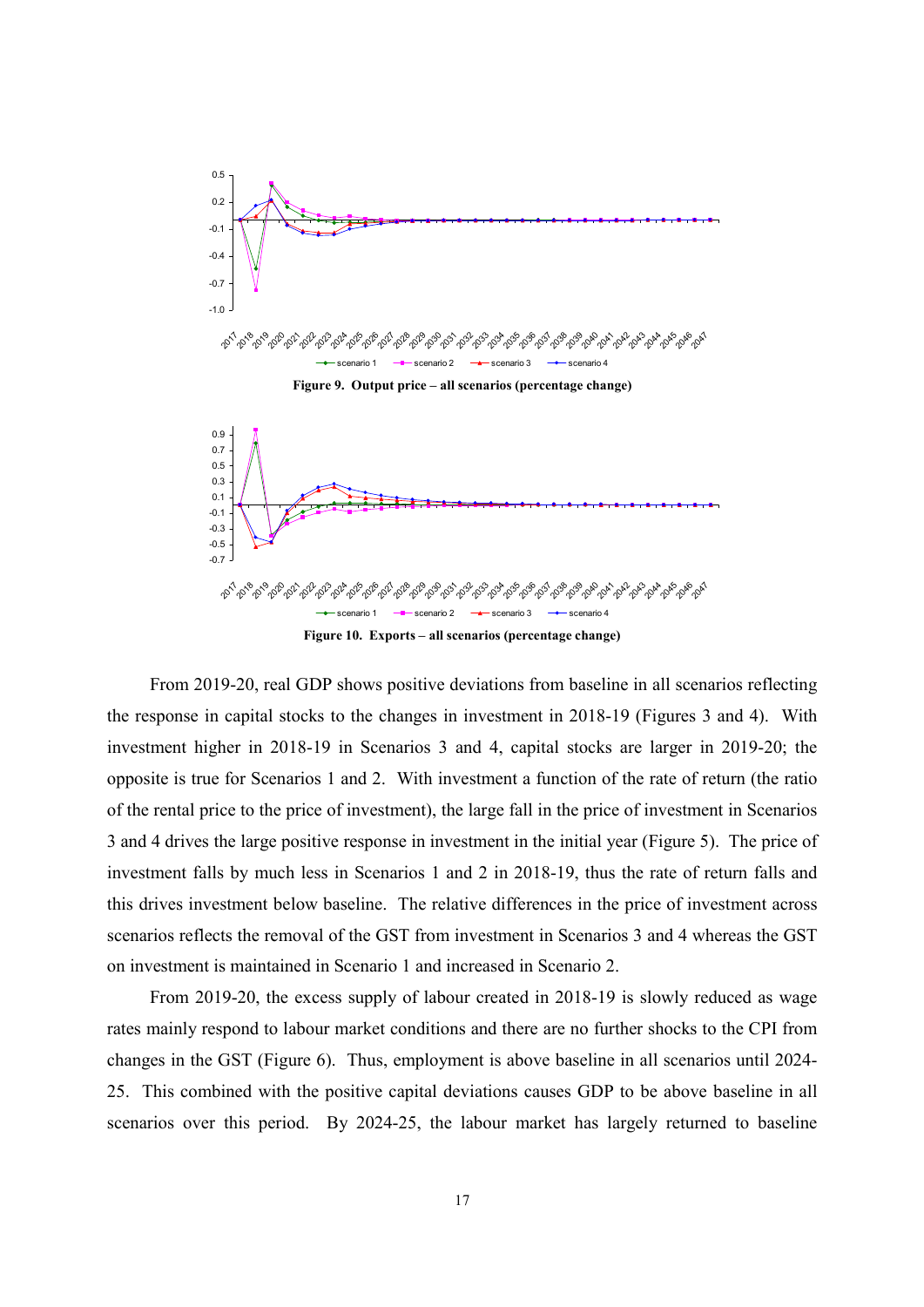**Figure 9. Output price – all scenarios (percentage change)**

**Figure 10. Exports – all scenarios (percentage change)**

From 2019-20, real GDP shows positive deviations from baseline in all scenarios reflecting the response in capital stocks to the changes in investment in 2018-19 (Figures 3 and 4). With investment higher in 2018-19 in Scenarios 3 and 4, capital stocks are larger in 2019-20; the opposite is true for Scenarios 1 and 2. With investment a function of the rate of return (the ratio of the rental price to the price of investment), the large fall in the price of investment in Scenarios 3 and 4 drives the large positive response in investment in the initial year (Figure 5). The price of investment falls by much less in Scenarios 1 and 2 in 2018-19, thus the rate of return falls and this drives investment below baseline. The relative differences in the price of investment across scenarios reflects the removal of the GST from investment in Scenarios 3 and 4 whereas the GST on investment is maintained in Scenario 1 and increased in Scenario 2.

From 2019-20, the excess supply of labour created in 2018-19 is slowly reduced as wage rates mainly respond to labour market conditions and there are no further shocks to the CPI from changes in the GST (Figure 6). Thus, employment is above baseline in all scenarios until 2024-25. This combined with the positive capital deviations causes GDP to be above baseline in all scenarios over this period. By 2024-25, the labour market has largely returned to baseline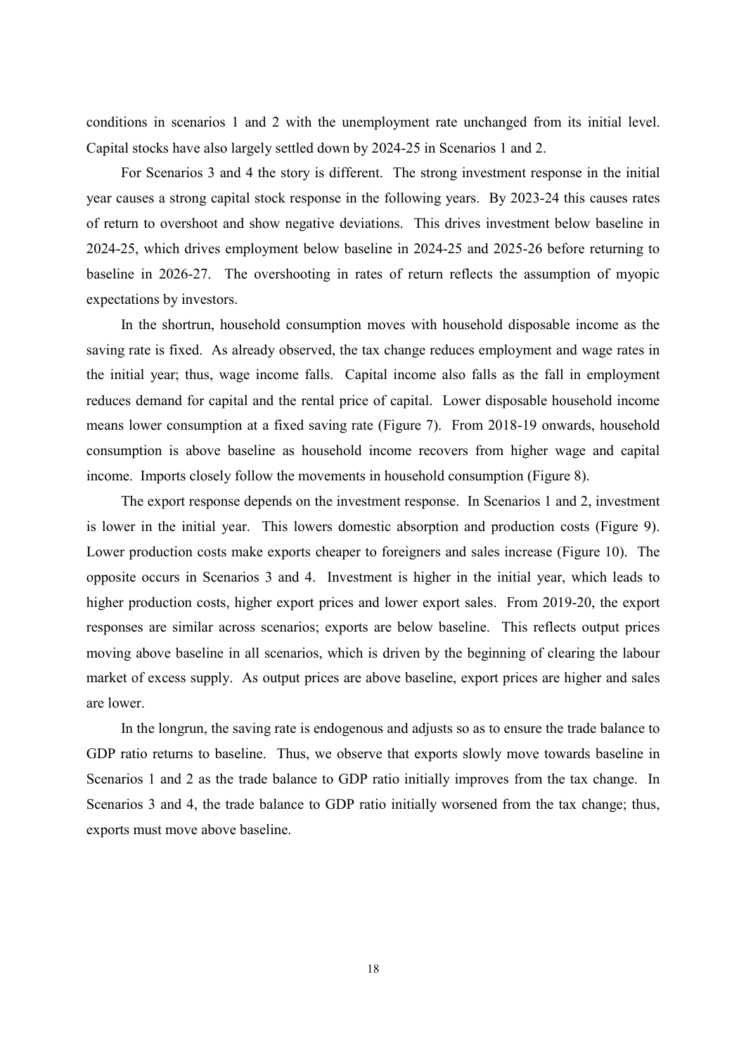conditions in scenarios 1 and 2 with the unemployment rate unchanged from its initial level. Capital stocks have also largely settled down by 2024-25 in Scenarios 1 and 2.

For Scenarios 3 and 4 the story is different. The strong investment response in the initial year causes a strong capital stock response in the following years. By 2023-24 this causes rates of return to overshoot and show negative deviations. This drives investment below baseline in 2024-25, which drives employment below baseline in 2024-25 and 2025-26 before returning to baseline in 2026-27. The overshooting in rates of return reflects the assumption of myopic expectations by investors.

In the shortrun, household consumption moves with household disposable income as the saving rate is fixed. As already observed, the tax change reduces employment and wage rates in the initial year; thus, wage income falls. Capital income also falls as the fall in employment reduces demand for capital and the rental price of capital. Lower disposable household income means lower consumption at a fixed saving rate (Figure 7). From 2018-19 onwards, household consumption is above baseline as household income recovers from higher wage and capital income. Imports closely follow the movements in household consumption (Figure 8).

The export response depends on the investment response. In Scenarios 1 and 2, investment is lower in the initial year. This lowers domestic absorption and production costs (Figure 9). Lower production costs make exports cheaper to foreigners and sales increase (Figure 10). The opposite occurs in Scenarios 3 and 4. Investment is higher in the initial year, which leads to higher production costs, higher export prices and lower export sales. From 2019-20, the export responses are similar across scenarios; exports are below baseline. This reflects output prices moving above baseline in all scenarios, which is driven by the beginning of clearing the labour market of excess supply. As output prices are above baseline, export prices are higher and sales are lower.

In the longrun, the saving rate is endogenous and adjusts so as to ensure the trade balance to GDP ratio returns to baseline. Thus, we observe that exports slowly move towards baseline in Scenarios 1 and 2 as the trade balance to GDP ratio initially improves from the tax change. In Scenarios 3 and 4, the trade balance to GDP ratio initially worsened from the tax change; thus, exports must move above baseline.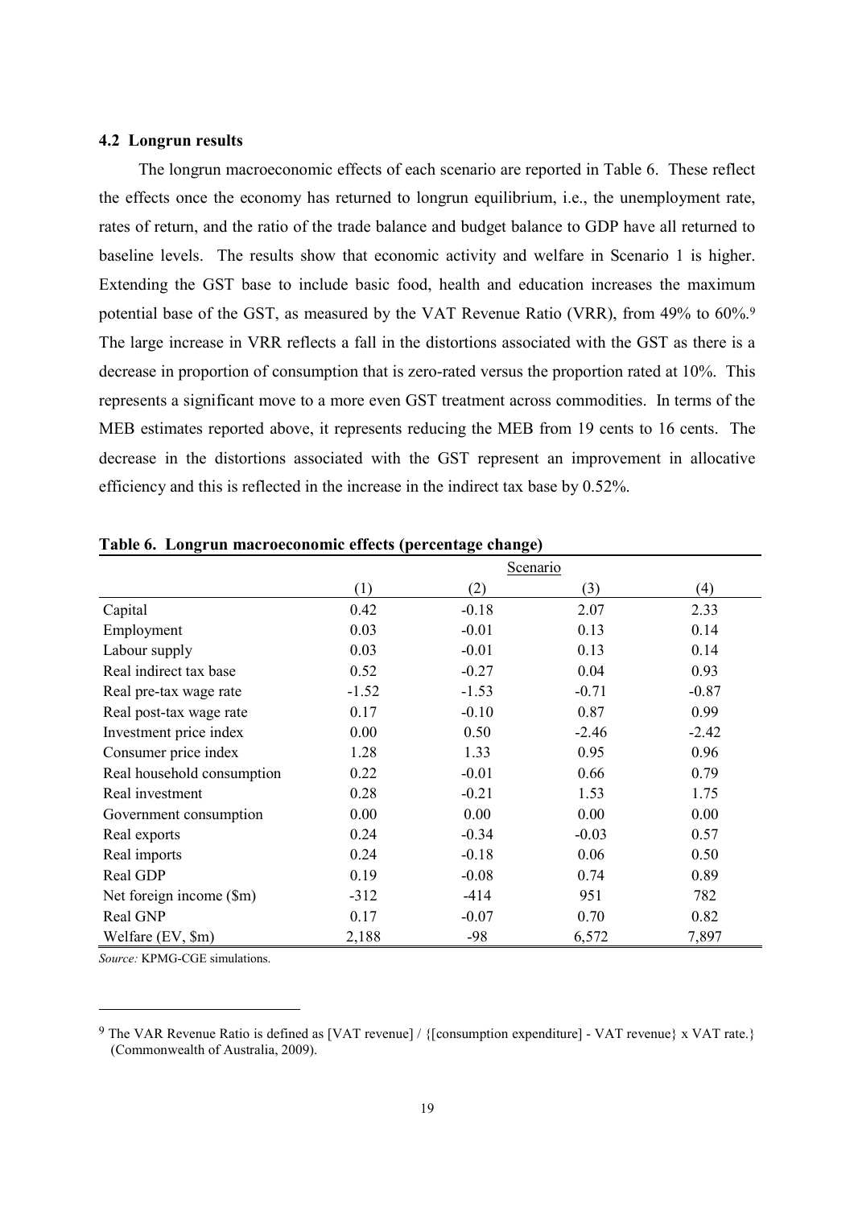### 4.2 Longrun results

The longrun macroeconomic effects of each scenario are reported in Table 6. These reflect the effects once the economy has returned to longrun equilibrium, i.e., the unemployment rate, rates of return, and the ratio of the trade balance and budget balance to GDP have all returned to baseline levels. The results show that economic activity and welfare in Scenario 1 is higher. Extending the GST base to include basic food, health and education increases the maximum potential base of the GST, as measured by the VAT Revenue Ratio (VRR), from 49% to 60%.[9] The large increase in VRR reflects a fall in the distortions associated with the GST as there is a decrease in proportion of consumption that is zero-rated versus the proportion rated at 10%. This represents a significant move to a more even GST treatment across commodities. In terms of the MEB estimates reported above, it represents reducing the MEB from 19 cents to 16 cents. The decrease in the distortions associated with the GST represent an improvement in allocative efficiency and this is reflected in the increase in the indirect tax base by 0.52%.

**Table 6. Longrun macroeconomic effects (percentage change)**

| | Scenario | | | |
|---|---|---|---|---|
| | (1) | (2) | (3) | (4) |
| Capital | 0.42 | -0.18 | 2.07 | 2.33 |
| Employment | 0.03 | -0.01 | 0.13 | 0.14 |
| Labour supply | 0.03 | -0.01 | 0.13 | 0.14 |
| Real indirect tax base | 0.52 | -0.27 | 0.04 | 0.93 |
| Real pre-tax wage rate | -1.52 | -1.53 | -0.71 | -0.87 |
| Real post-tax wage rate | 0.17 | -0.10 | 0.87 | 0.99 |
| Investment price index | 0.00 | 0.50 | -2.46 | -2.42 |
| Consumer price index | 1.28 | 1.33 | 0.95 | 0.96 |
| Real household consumption | 0.22 | -0.01 | 0.66 | 0.79 |
| Real investment | 0.28 | -0.21 | 1.53 | 1.75 |
| Government consumption | 0.00 | 0.00 | 0.00 | 0.00 |
| Real exports | 0.24 | -0.34 | -0.03 | 0.57 |
| Real imports | 0.24 | -0.18 | 0.06 | 0.50 |
| Real GDP | 0.19 | -0.08 | 0.74 | 0.89 |
| Net foreign income ($m) | -312 | -414 | 951 | 782 |
| Real GNP | 0.17 | -0.07 | 0.70 | 0.82 |
| Welfare (EV, $m) | 2,188 | -98 | 6,572 | 7,897 |

*Source:* KPMG-CGE simulations.

[9] The VAR Revenue Ratio is defined as [VAT revenue] / {[consumption expenditure] - VAT revenue} x VAT rate.} (Commonwealth of Australia, 2009).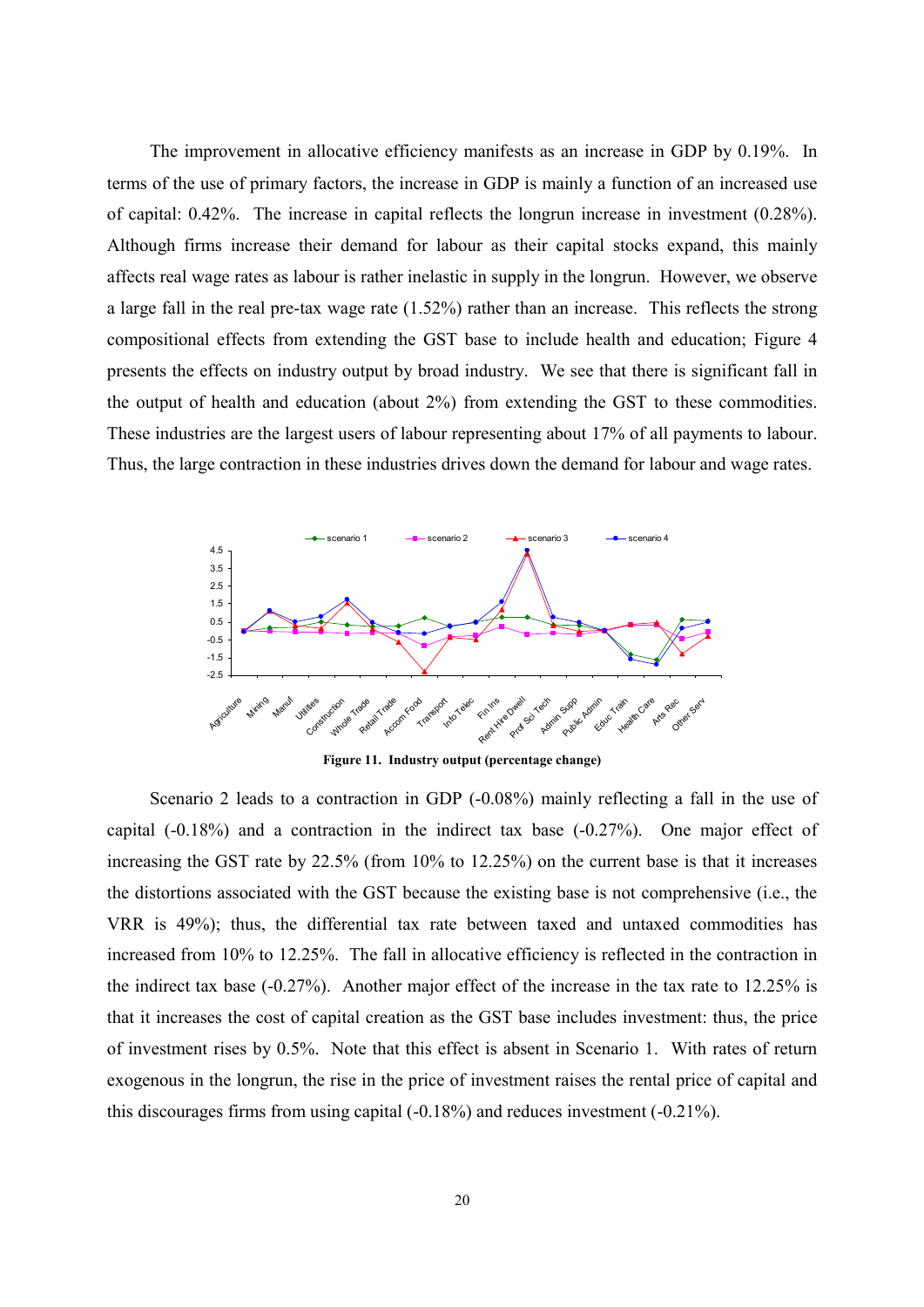The improvement in allocative efficiency manifests as an increase in GDP by 0.19%. In terms of the use of primary factors, the increase in GDP is mainly a function of an increased use of capital: 0.42%. The increase in capital reflects the longrun increase in investment (0.28%). Although firms increase their demand for labour as their capital stocks expand, this mainly affects real wage rates as labour is rather inelastic in supply in the longrun. However, we observe a large fall in the real pre-tax wage rate (1.52%) rather than an increase. This reflects the strong compositional effects from extending the GST base to include health and education; Figure 4 presents the effects on industry output by broad industry. We see that there is significant fall in the output of health and education (about 2%) from extending the GST to these commodities. These industries are the largest users of labour representing about 17% of all payments to labour. Thus, the large contraction in these industries drives down the demand for labour and wage rates.

**Figure 11. Industry output (percentage change)**

Scenario 2 leads to a contraction in GDP (-0.08%) mainly reflecting a fall in the use of capital (-0.18%) and a contraction in the indirect tax base (-0.27%). One major effect of increasing the GST rate by 22.5% (from 10% to 12.25%) on the current base is that it increases the distortions associated with the GST because the existing base is not comprehensive (i.e., the VRR is 49%); thus, the differential tax rate between taxed and untaxed commodities has increased from 10% to 12.25%. The fall in allocative efficiency is reflected in the contraction in the indirect tax base (-0.27%). Another major effect of the increase in the tax rate to 12.25% is that it increases the cost of capital creation as the GST base includes investment: thus, the price of investment rises by 0.5%. Note that this effect is absent in Scenario 1. With rates of return exogenous in the longrun, the rise in the price of investment raises the rental price of capital and this discourages firms from using capital (-0.18%) and reduces investment (-0.21%).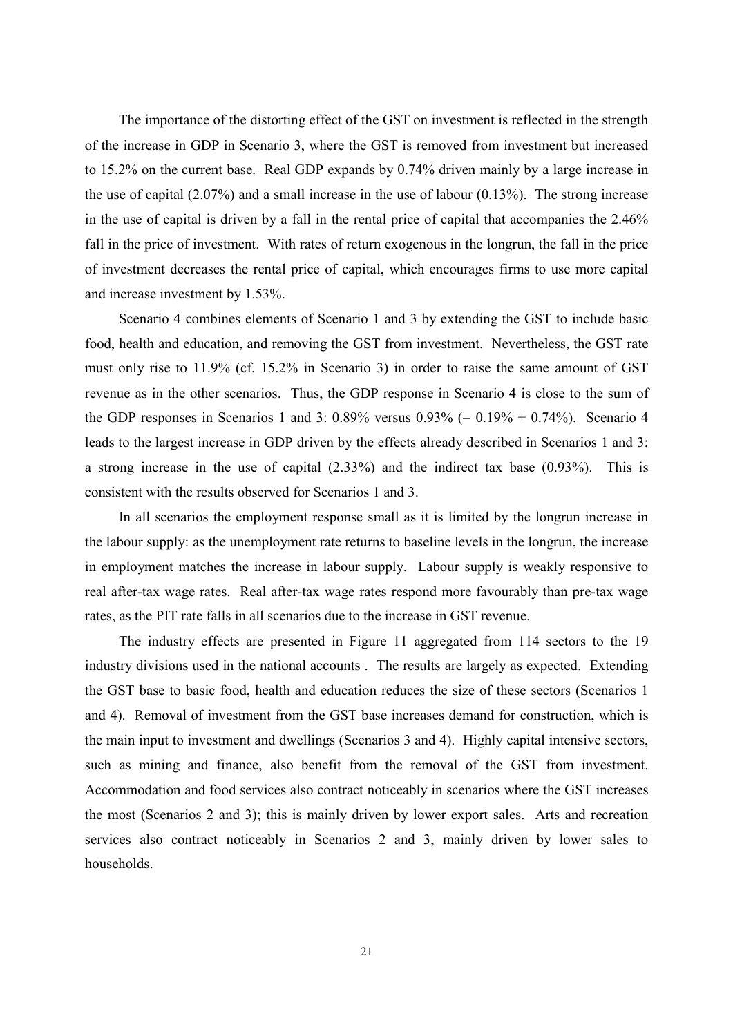The importance of the distorting effect of the GST on investment is reflected in the strength of the increase in GDP in Scenario 3, where the GST is removed from investment but increased to 15.2% on the current base. Real GDP expands by 0.74% driven mainly by a large increase in the use of capital (2.07%) and a small increase in the use of labour (0.13%). The strong increase in the use of capital is driven by a fall in the rental price of capital that accompanies the 2.46% fall in the price of investment. With rates of return exogenous in the longrun, the fall in the price of investment decreases the rental price of capital, which encourages firms to use more capital and increase investment by 1.53%.

Scenario 4 combines elements of Scenario 1 and 3 by extending the GST to include basic food, health and education, and removing the GST from investment. Nevertheless, the GST rate must only rise to 11.9% (cf. 15.2% in Scenario 3) in order to raise the same amount of GST revenue as in the other scenarios. Thus, the GDP response in Scenario 4 is close to the sum of the GDP responses in Scenarios 1 and 3: 0.89% versus 0.93% (= 0.19% + 0.74%). Scenario 4 leads to the largest increase in GDP driven by the effects already described in Scenarios 1 and 3: a strong increase in the use of capital (2.33%) and the indirect tax base (0.93%). This is consistent with the results observed for Scenarios 1 and 3.

In all scenarios the employment response small as it is limited by the longrun increase in the labour supply: as the unemployment rate returns to baseline levels in the longrun, the increase in employment matches the increase in labour supply. Labour supply is weakly responsive to real after-tax wage rates. Real after-tax wage rates respond more favourably than pre-tax wage rates, as the PIT rate falls in all scenarios due to the increase in GST revenue.

The industry effects are presented in Figure 11 aggregated from 114 sectors to the 19 industry divisions used in the national accounts . The results are largely as expected. Extending the GST base to basic food, health and education reduces the size of these sectors (Scenarios 1 and 4). Removal of investment from the GST base increases demand for construction, which is the main input to investment and dwellings (Scenarios 3 and 4). Highly capital intensive sectors, such as mining and finance, also benefit from the removal of the GST from investment. Accommodation and food services also contract noticeably in scenarios where the GST increases the most (Scenarios 2 and 3); this is mainly driven by lower export sales. Arts and recreation services also contract noticeably in Scenarios 2 and 3, mainly driven by lower sales to households.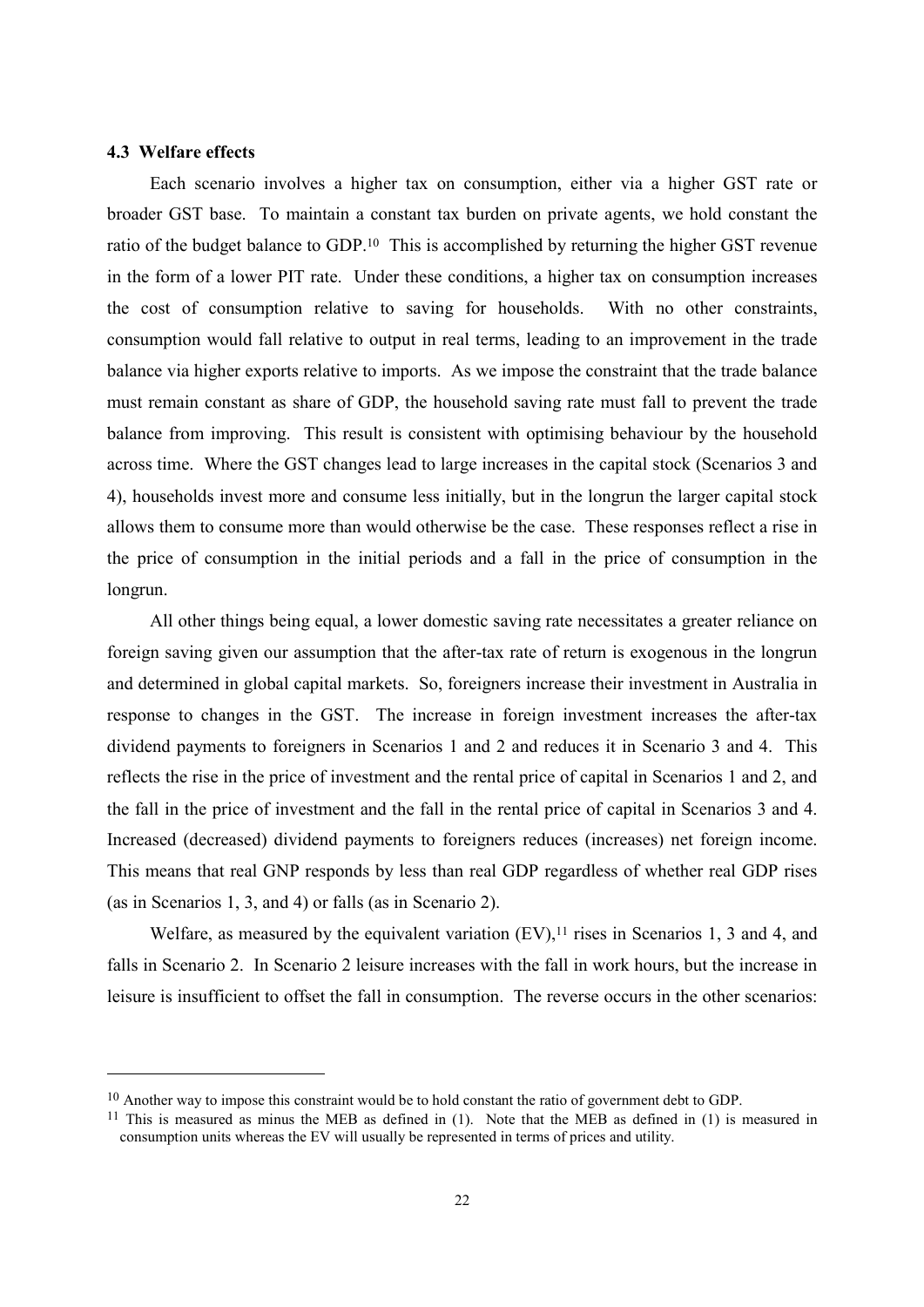### 4.3 Welfare effects

Each scenario involves a higher tax on consumption, either via a higher GST rate or broader GST base. To maintain a constant tax burden on private agents, we hold constant the ratio of the budget balance to GDP.[10] This is accomplished by returning the higher GST revenue in the form of a lower PIT rate. Under these conditions, a higher tax on consumption increases the cost of consumption relative to saving for households. With no other constraints, consumption would fall relative to output in real terms, leading to an improvement in the trade balance via higher exports relative to imports. As we impose the constraint that the trade balance must remain constant as share of GDP, the household saving rate must fall to prevent the trade balance from improving. This result is consistent with optimising behaviour by the household across time. Where the GST changes lead to large increases in the capital stock (Scenarios 3 and 4), households invest more and consume less initially, but in the longrun the larger capital stock allows them to consume more than would otherwise be the case. These responses reflect a rise in the price of consumption in the initial periods and a fall in the price of consumption in the longrun.

All other things being equal, a lower domestic saving rate necessitates a greater reliance on foreign saving given our assumption that the after-tax rate of return is exogenous in the longrun and determined in global capital markets. So, foreigners increase their investment in Australia in response to changes in the GST. The increase in foreign investment increases the after-tax dividend payments to foreigners in Scenarios 1 and 2 and reduces it in Scenario 3 and 4. This reflects the rise in the price of investment and the rental price of capital in Scenarios 1 and 2, and the fall in the price of investment and the fall in the rental price of capital in Scenarios 3 and 4. Increased (decreased) dividend payments to foreigners reduces (increases) net foreign income. This means that real GNP responds by less than real GDP regardless of whether real GDP rises (as in Scenarios 1, 3, and 4) or falls (as in Scenario 2).

Welfare, as measured by the equivalent variation (EV),[11] rises in Scenarios 1, 3 and 4, and falls in Scenario 2. In Scenario 2 leisure increases with the fall in work hours, but the increase in leisure is insufficient to offset the fall in consumption. The reverse occurs in the other scenarios:

---

[10] Another way to impose this constraint would be to hold constant the ratio of government debt to GDP.

[11] This is measured as minus the MEB as defined in (1). Note that the MEB as defined in (1) is measured in consumption units whereas the EV will usually be represented in terms of prices and utility.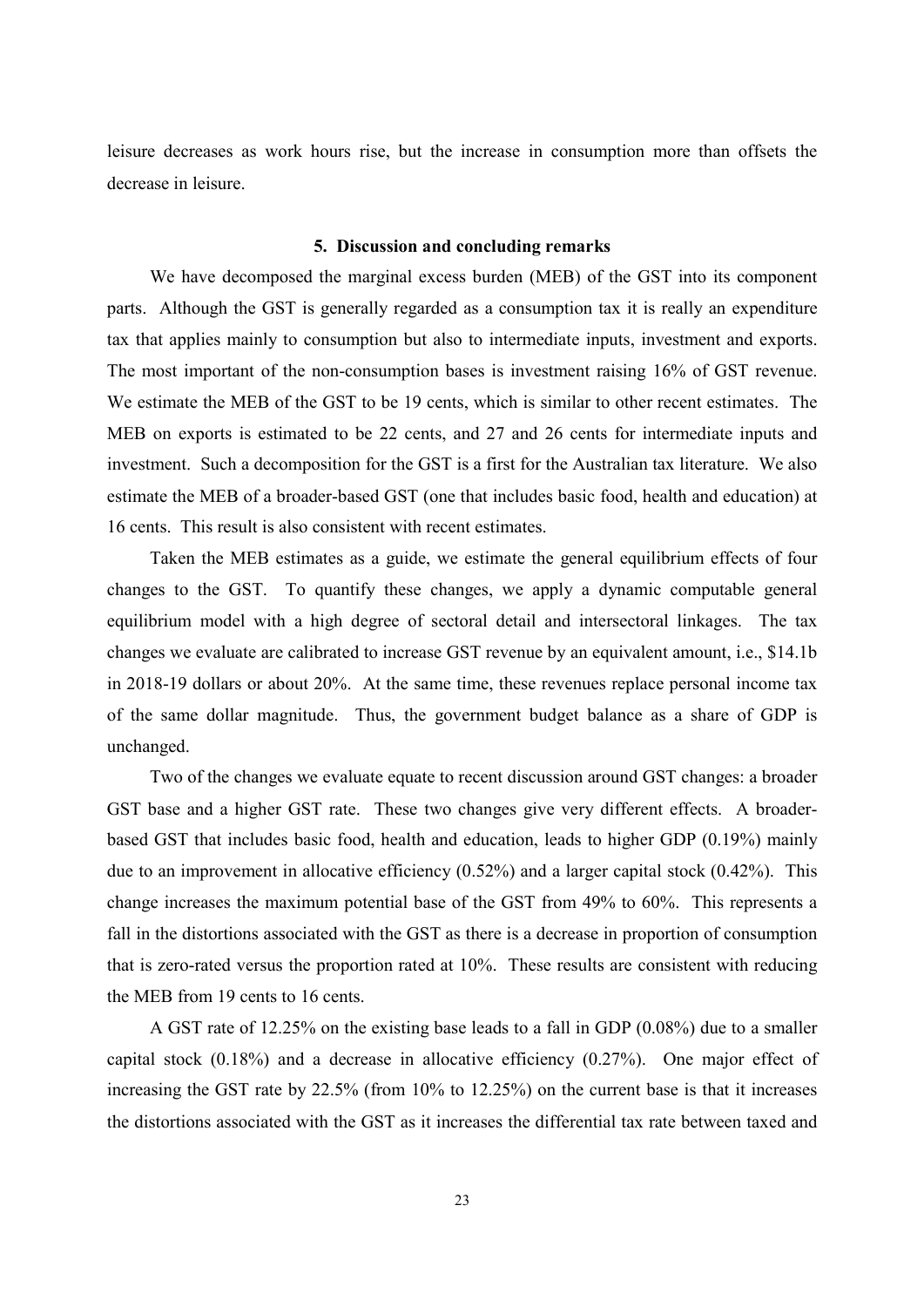leisure decreases as work hours rise, but the increase in consumption more than offsets the decrease in leisure.

## 5. Discussion and concluding remarks

We have decomposed the marginal excess burden (MEB) of the GST into its component parts. Although the GST is generally regarded as a consumption tax it is really an expenditure tax that applies mainly to consumption but also to intermediate inputs, investment and exports. The most important of the non-consumption bases is investment raising 16% of GST revenue. We estimate the MEB of the GST to be 19 cents, which is similar to other recent estimates. The MEB on exports is estimated to be 22 cents, and 27 and 26 cents for intermediate inputs and investment. Such a decomposition for the GST is a first for the Australian tax literature. We also estimate the MEB of a broader-based GST (one that includes basic food, health and education) at 16 cents. This result is also consistent with recent estimates.

Taken the MEB estimates as a guide, we estimate the general equilibrium effects of four changes to the GST. To quantify these changes, we apply a dynamic computable general equilibrium model with a high degree of sectoral detail and intersectoral linkages. The tax changes we evaluate are calibrated to increase GST revenue by an equivalent amount, i.e., $14.1b in 2018-19 dollars or about 20%. At the same time, these revenues replace personal income tax of the same dollar magnitude. Thus, the government budget balance as a share of GDP is unchanged.

Two of the changes we evaluate equate to recent discussion around GST changes: a broader GST base and a higher GST rate. These two changes give very different effects. A broader-based GST that includes basic food, health and education, leads to higher GDP (0.19%) mainly due to an improvement in allocative efficiency (0.52%) and a larger capital stock (0.42%). This change increases the maximum potential base of the GST from 49% to 60%. This represents a fall in the distortions associated with the GST as there is a decrease in proportion of consumption that is zero-rated versus the proportion rated at 10%. These results are consistent with reducing the MEB from 19 cents to 16 cents.

A GST rate of 12.25% on the existing base leads to a fall in GDP (0.08%) due to a smaller capital stock (0.18%) and a decrease in allocative efficiency (0.27%). One major effect of increasing the GST rate by 22.5% (from 10% to 12.25%) on the current base is that it increases the distortions associated with the GST as it increases the differential tax rate between taxed and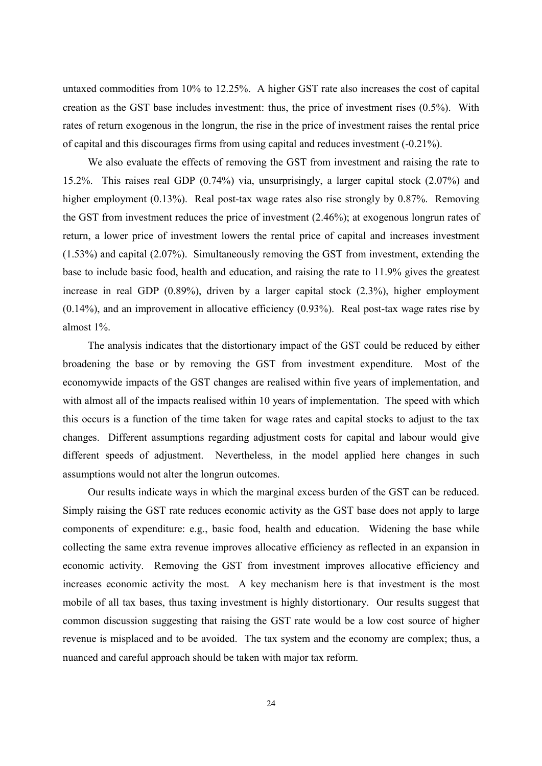untaxed commodities from 10% to 12.25%. A higher GST rate also increases the cost of capital creation as the GST base includes investment: thus, the price of investment rises (0.5%). With rates of return exogenous in the longrun, the rise in the price of investment raises the rental price of capital and this discourages firms from using capital and reduces investment (-0.21%).

We also evaluate the effects of removing the GST from investment and raising the rate to 15.2%. This raises real GDP (0.74%) via, unsurprisingly, a larger capital stock (2.07%) and higher employment (0.13%). Real post-tax wage rates also rise strongly by 0.87%. Removing the GST from investment reduces the price of investment (2.46%); at exogenous longrun rates of return, a lower price of investment lowers the rental price of capital and increases investment (1.53%) and capital (2.07%). Simultaneously removing the GST from investment, extending the base to include basic food, health and education, and raising the rate to 11.9% gives the greatest increase in real GDP (0.89%), driven by a larger capital stock (2.3%), higher employment (0.14%), and an improvement in allocative efficiency (0.93%). Real post-tax wage rates rise by almost 1%.

The analysis indicates that the distortionary impact of the GST could be reduced by either broadening the base or by removing the GST from investment expenditure. Most of the economywide impacts of the GST changes are realised within five years of implementation, and with almost all of the impacts realised within 10 years of implementation. The speed with which this occurs is a function of the time taken for wage rates and capital stocks to adjust to the tax changes. Different assumptions regarding adjustment costs for capital and labour would give different speeds of adjustment. Nevertheless, in the model applied here changes in such assumptions would not alter the longrun outcomes.

Our results indicate ways in which the marginal excess burden of the GST can be reduced. Simply raising the GST rate reduces economic activity as the GST base does not apply to large components of expenditure: e.g., basic food, health and education. Widening the base while collecting the same extra revenue improves allocative efficiency as reflected in an expansion in economic activity. Removing the GST from investment improves allocative efficiency and increases economic activity the most. A key mechanism here is that investment is the most mobile of all tax bases, thus taxing investment is highly distortionary. Our results suggest that common discussion suggesting that raising the GST rate would be a low cost source of higher revenue is misplaced and to be avoided. The tax system and the economy are complex; thus, a nuanced and careful approach should be taken with major tax reform.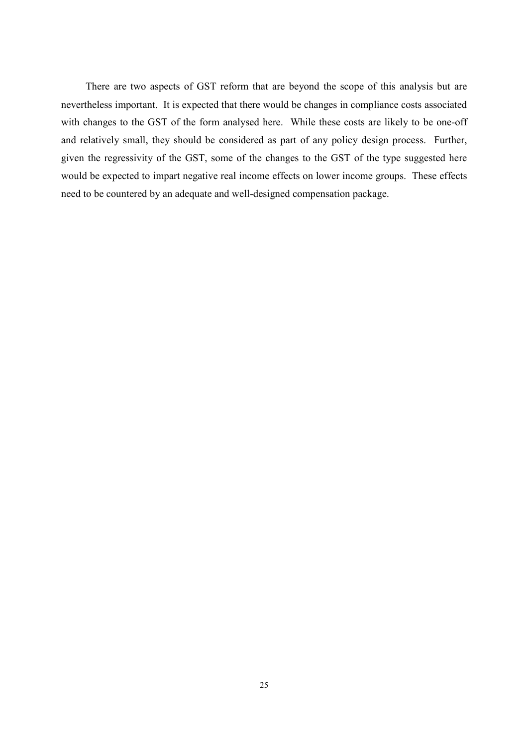There are two aspects of GST reform that are beyond the scope of this analysis but are nevertheless important. It is expected that there would be changes in compliance costs associated with changes to the GST of the form analysed here. While these costs are likely to be one-off and relatively small, they should be considered as part of any policy design process. Further, given the regressivity of the GST, some of the changes to the GST of the type suggested here would be expected to impart negative real income effects on lower income groups. These effects need to be countered by an adequate and well-designed compensation package.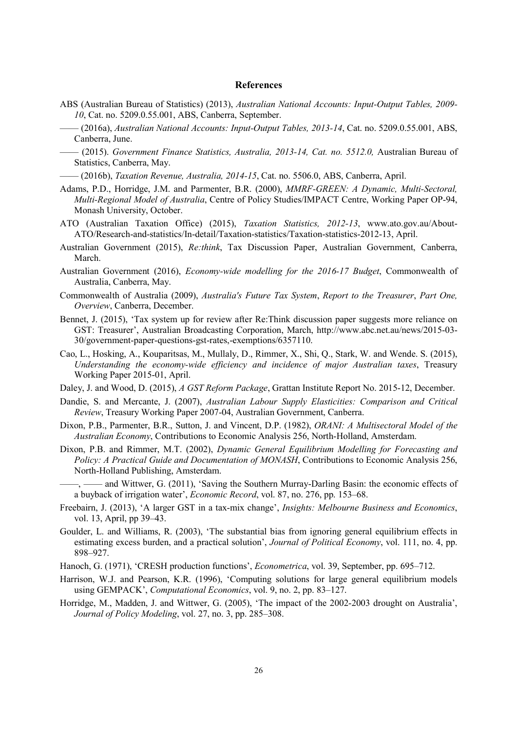## References

ABS (Australian Bureau of Statistics) (2013), *Australian National Accounts: Input-Output Tables, 2009-10*, Cat. no. 5209.0.55.001, ABS, Canberra, September.

—— (2016a), *Australian National Accounts: Input-Output Tables, 2013-14*, Cat. no. 5209.0.55.001, ABS, Canberra, June.

—— (2015). *Government Finance Statistics, Australia, 2013-14, Cat. no. 5512.0,* Australian Bureau of Statistics, Canberra, May.

—— (2016b), *Taxation Revenue, Australia, 2014-15*, Cat. no. 5506.0, ABS, Canberra, April.

Adams, P.D., Horridge, J.M. and Parmenter, B.R. (2000), *MMRF-GREEN: A Dynamic, Multi-Sectoral, Multi-Regional Model of Australia*, Centre of Policy Studies/IMPACT Centre, Working Paper OP-94, Monash University, October.

ATO (Australian Taxation Office) (2015), *Taxation Statistics, 2012-13*, www.ato.gov.au/About-ATO/Research-and-statistics/In-detail/Taxation-statistics/Taxation-statistics-2012-13, April.

Australian Government (2015), *Re:think*, Tax Discussion Paper, Australian Government, Canberra, March.

Australian Government (2016), *Economy-wide modelling for the 2016-17 Budget*, Commonwealth of Australia, Canberra, May.

Commonwealth of Australia (2009), *Australia's Future Tax System*, *Report to the Treasurer*, *Part One, Overview*, Canberra, December.

Bennet, J. (2015), 'Tax system up for review after Re:Think discussion paper suggests more reliance on GST: Treasurer', Australian Broadcasting Corporation, March, http://www.abc.net.au/news/2015-03-30/government-paper-questions-gst-rates,-exemptions/6357110.

Cao, L., Hosking, A., Kouparitsas, M., Mullaly, D., Rimmer, X., Shi, Q., Stark, W. and Wende. S. (2015), *Understanding the economy-wide efficiency and incidence of major Australian taxes*, Treasury Working Paper 2015-01, April.

Daley, J. and Wood, D. (2015), *A GST Reform Package*, Grattan Institute Report No. 2015-12, December.

Dandie, S. and Mercante, J. (2007), *Australian Labour Supply Elasticities: Comparison and Critical Review*, Treasury Working Paper 2007-04, Australian Government, Canberra.

Dixon, P.B., Parmenter, B.R., Sutton, J. and Vincent, D.P. (1982), *ORANI: A Multisectoral Model of the Australian Economy*, Contributions to Economic Analysis 256, North-Holland, Amsterdam.

Dixon, P.B. and Rimmer, M.T. (2002), *Dynamic General Equilibrium Modelling for Forecasting and Policy: A Practical Guide and Documentation of MONASH*, Contributions to Economic Analysis 256, North-Holland Publishing, Amsterdam.

——, —— and Wittwer, G. (2011), 'Saving the Southern Murray-Darling Basin: the economic effects of a buyback of irrigation water', *Economic Record*, vol. 87, no. 276, pp. 153–68.

Freebairn, J. (2013), 'A larger GST in a tax-mix change', *Insights: Melbourne Business and Economics*, vol. 13, April, pp 39–43.

Goulder, L. and Williams, R. (2003), 'The substantial bias from ignoring general equilibrium effects in estimating excess burden, and a practical solution', *Journal of Political Economy*, vol. 111, no. 4, pp. 898–927.

Hanoch, G. (1971), 'CRESH production functions', *Econometrica*, vol. 39, September, pp. 695–712.

Harrison, W.J. and Pearson, K.R. (1996), 'Computing solutions for large general equilibrium models using GEMPACK', *Computational Economics*, vol. 9, no. 2, pp. 83–127.

Horridge, M., Madden, J. and Wittwer, G. (2005), 'The impact of the 2002-2003 drought on Australia', *Journal of Policy Modeling*, vol. 27, no. 3, pp. 285–308.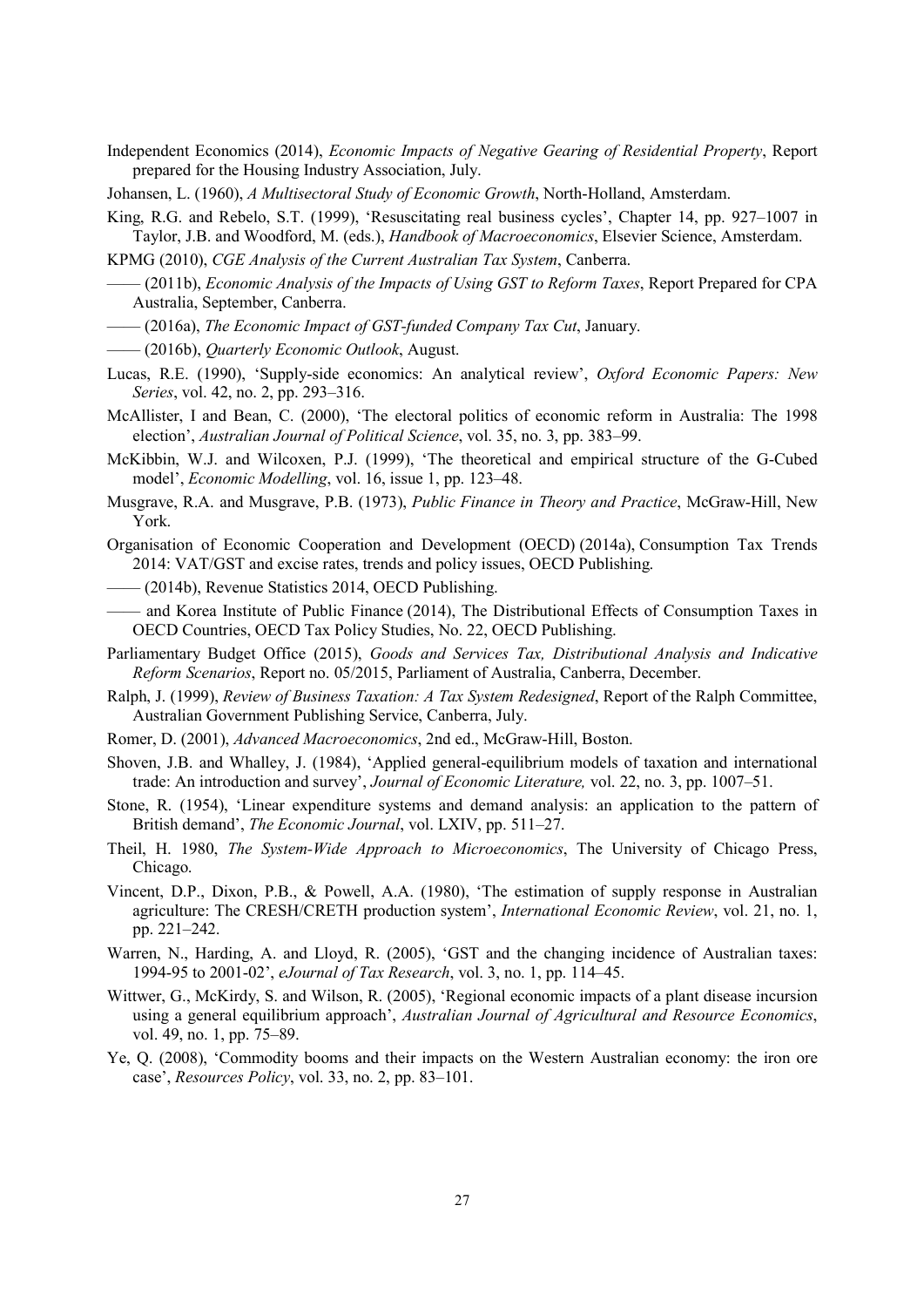Independent Economics (2014), *Economic Impacts of Negative Gearing of Residential Property*, Report prepared for the Housing Industry Association, July.

Johansen, L. (1960), *A Multisectoral Study of Economic Growth*, North-Holland, Amsterdam.

King, R.G. and Rebelo, S.T. (1999), 'Resuscitating real business cycles', Chapter 14, pp. 927–1007 in Taylor, J.B. and Woodford, M. (eds.), *Handbook of Macroeconomics*, Elsevier Science, Amsterdam.

KPMG (2010), *CGE Analysis of the Current Australian Tax System*, Canberra.

—— (2011b), *Economic Analysis of the Impacts of Using GST to Reform Taxes*, Report Prepared for CPA Australia, September, Canberra.

—— (2016a), *The Economic Impact of GST-funded Company Tax Cut*, January.

—— (2016b), *Quarterly Economic Outlook*, August.

Lucas, R.E. (1990), 'Supply-side economics: An analytical review', *Oxford Economic Papers: New Series*, vol. 42, no. 2, pp. 293–316.

McAllister, I and Bean, C. (2000), 'The electoral politics of economic reform in Australia: The 1998 election', *Australian Journal of Political Science*, vol. 35, no. 3, pp. 383–99.

McKibbin, W.J. and Wilcoxen, P.J. (1999), 'The theoretical and empirical structure of the G-Cubed model', *Economic Modelling*, vol. 16, issue 1, pp. 123–48.

Musgrave, R.A. and Musgrave, P.B. (1973), *Public Finance in Theory and Practice*, McGraw-Hill, New York.

Organisation of Economic Cooperation and Development (OECD) (2014a), Consumption Tax Trends 2014: VAT/GST and excise rates, trends and policy issues, OECD Publishing.

—— (2014b), Revenue Statistics 2014, OECD Publishing.

—— and Korea Institute of Public Finance (2014), The Distributional Effects of Consumption Taxes in OECD Countries, OECD Tax Policy Studies, No. 22, OECD Publishing.

Parliamentary Budget Office (2015), *Goods and Services Tax, Distributional Analysis and Indicative Reform Scenarios*, Report no. 05/2015, Parliament of Australia, Canberra, December.

Ralph, J. (1999), *Review of Business Taxation: A Tax System Redesigned*, Report of the Ralph Committee, Australian Government Publishing Service, Canberra, July.

Romer, D. (2001), *Advanced Macroeconomics*, 2nd ed., McGraw-Hill, Boston.

Shoven, J.B. and Whalley, J. (1984), 'Applied general-equilibrium models of taxation and international trade: An introduction and survey', *Journal of Economic Literature,* vol. 22, no. 3, pp. 1007–51.

Stone, R. (1954), 'Linear expenditure systems and demand analysis: an application to the pattern of British demand', *The Economic Journal*, vol. LXIV, pp. 511–27.

Theil, H. 1980, *The System-Wide Approach to Microeconomics*, The University of Chicago Press, Chicago.

Vincent, D.P., Dixon, P.B., & Powell, A.A. (1980), 'The estimation of supply response in Australian agriculture: The CRESH/CRETH production system', *International Economic Review*, vol. 21, no. 1, pp. 221–242.

Warren, N., Harding, A. and Lloyd, R. (2005), 'GST and the changing incidence of Australian taxes: 1994-95 to 2001-02', *eJournal of Tax Research*, vol. 3, no. 1, pp. 114–45.

Wittwer, G., McKirdy, S. and Wilson, R. (2005), 'Regional economic impacts of a plant disease incursion using a general equilibrium approach', *Australian Journal of Agricultural and Resource Economics*, vol. 49, no. 1, pp. 75–89.

Ye, Q. (2008), 'Commodity booms and their impacts on the Western Australian economy: the iron ore case', *Resources Policy*, vol. 33, no. 2, pp. 83–101.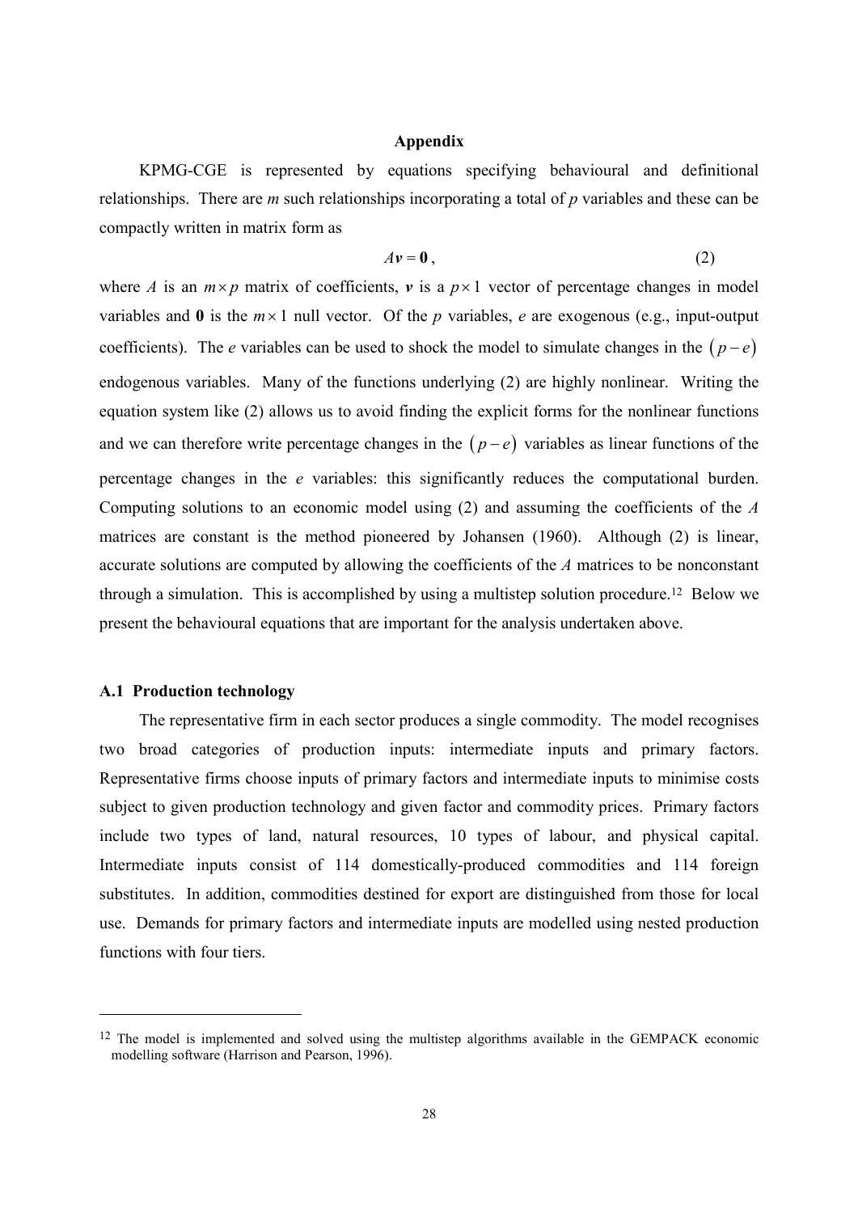## Appendix

KPMG-CGE is represented by equations specifying behavioural and definitional relationships. There are $m$ such relationships incorporating a total of $p$ variables and these can be compactly written in matrix form as

$$A\boldsymbol{v} = \mathbf{0}, \qquad (2)$$

where $A$ is an $m \times p$ matrix of coefficients, $\boldsymbol{v}$ is a $p \times 1$ vector of percentage changes in model variables and $\mathbf{0}$ is the $m \times 1$ null vector. Of the $p$ variables, $e$ are exogenous (e.g., input-output coefficients). The $e$ variables can be used to shock the model to simulate changes in the $(p-e)$ endogenous variables. Many of the functions underlying (2) are highly nonlinear. Writing the equation system like (2) allows us to avoid finding the explicit forms for the nonlinear functions and we can therefore write percentage changes in the $(p-e)$ variables as linear functions of the percentage changes in the $e$ variables: this significantly reduces the computational burden. Computing solutions to an economic model using (2) and assuming the coefficients of the $A$ matrices are constant is the method pioneered by Johansen (1960). Although (2) is linear, accurate solutions are computed by allowing the coefficients of the $A$ matrices to be nonconstant through a simulation. This is accomplished by using a multistep solution procedure.[12] Below we present the behavioural equations that are important for the analysis undertaken above.

### A.1 Production technology

The representative firm in each sector produces a single commodity. The model recognises two broad categories of production inputs: intermediate inputs and primary factors. Representative firms choose inputs of primary factors and intermediate inputs to minimise costs subject to given production technology and given factor and commodity prices. Primary factors include two types of land, natural resources, 10 types of labour, and physical capital. Intermediate inputs consist of 114 domestically-produced commodities and 114 foreign substitutes. In addition, commodities destined for export are distinguished from those for local use. Demands for primary factors and intermediate inputs are modelled using nested production functions with four tiers.

---

[12] The model is implemented and solved using the multistep algorithms available in the GEMPACK economic modelling software (Harrison and Pearson, 1996).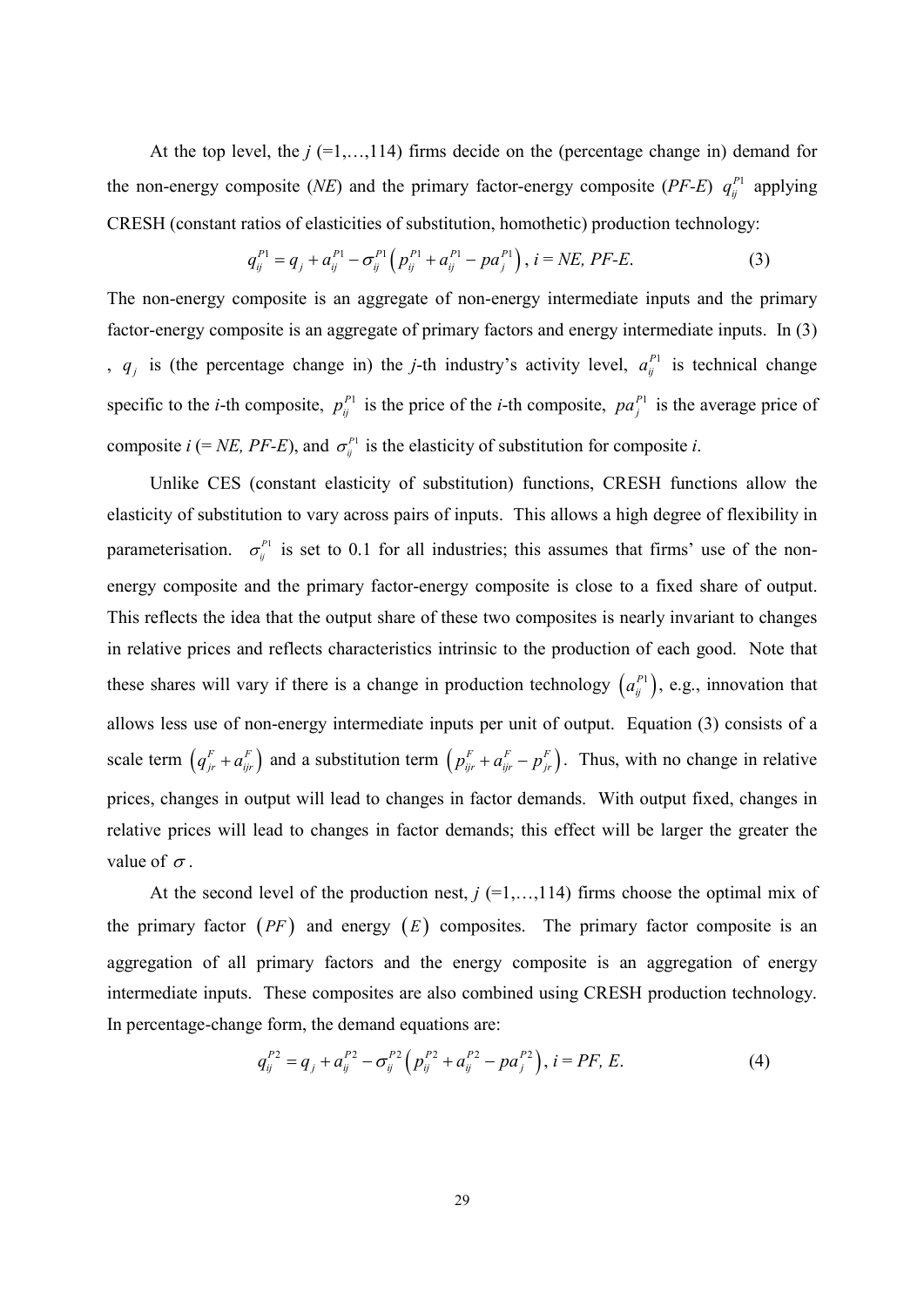At the top level, the $j$ (=1,…,114) firms decide on the (percentage change in) demand for the non-energy composite (*NE*) and the primary factor-energy composite (*PF-E*) $q_{ij}^{P1}$ applying CRESH (constant ratios of elasticities of substitution, homothetic) production technology:

$$q_{ij}^{P1} = q_j + a_{ij}^{P1} - \sigma_{ij}^{P1}\left(p_{ij}^{P1} + a_{ij}^{P1} - pa_j^{P1}\right),\ i = NE,\ PF\text{-}E. \tag{3}$$

The non-energy composite is an aggregate of non-energy intermediate inputs and the primary factor-energy composite is an aggregate of primary factors and energy intermediate inputs. In (3), $q_j$ is (the percentage change in) the $j$-th industry's activity level, $a_{ij}^{P1}$ is technical change specific to the $i$-th composite, $p_{ij}^{P1}$ is the price of the $i$-th composite, $pa_j^{P1}$ is the average price of composite $i$ (= *NE, PF-E*), and $\sigma_{ij}^{P1}$ is the elasticity of substitution for composite $i$.

Unlike CES (constant elasticity of substitution) functions, CRESH functions allow the elasticity of substitution to vary across pairs of inputs. This allows a high degree of flexibility in parameterisation. $\sigma_{ij}^{P1}$ is set to 0.1 for all industries; this assumes that firms' use of the non-energy composite and the primary factor-energy composite is close to a fixed share of output. This reflects the idea that the output share of these two composites is nearly invariant to changes in relative prices and reflects characteristics intrinsic to the production of each good. Note that these shares will vary if there is a change in production technology $\left(a_{ij}^{P1}\right)$, e.g., innovation that allows less use of non-energy intermediate inputs per unit of output. Equation (3) consists of a scale term $\left(q_{jr}^{F} + a_{ijr}^{F}\right)$ and a substitution term $\left(p_{ijr}^{F} + a_{ijr}^{F} - p_{jr}^{F}\right)$. Thus, with no change in relative prices, changes in output will lead to changes in factor demands. With output fixed, changes in relative prices will lead to changes in factor demands; this effect will be larger the greater the value of $\sigma$.

At the second level of the production nest, $j$ (=1,…,114) firms choose the optimal mix of the primary factor $(PF)$ and energy $(E)$ composites. The primary factor composite is an aggregation of all primary factors and the energy composite is an aggregation of energy intermediate inputs. These composites are also combined using CRESH production technology. In percentage-change form, the demand equations are:

$$q_{ij}^{P2} = q_j + a_{ij}^{P2} - \sigma_{ij}^{P2}\left(p_{ij}^{P2} + a_{ij}^{P2} - pa_j^{P2}\right),\ i = PF,\ E. \tag{4}$$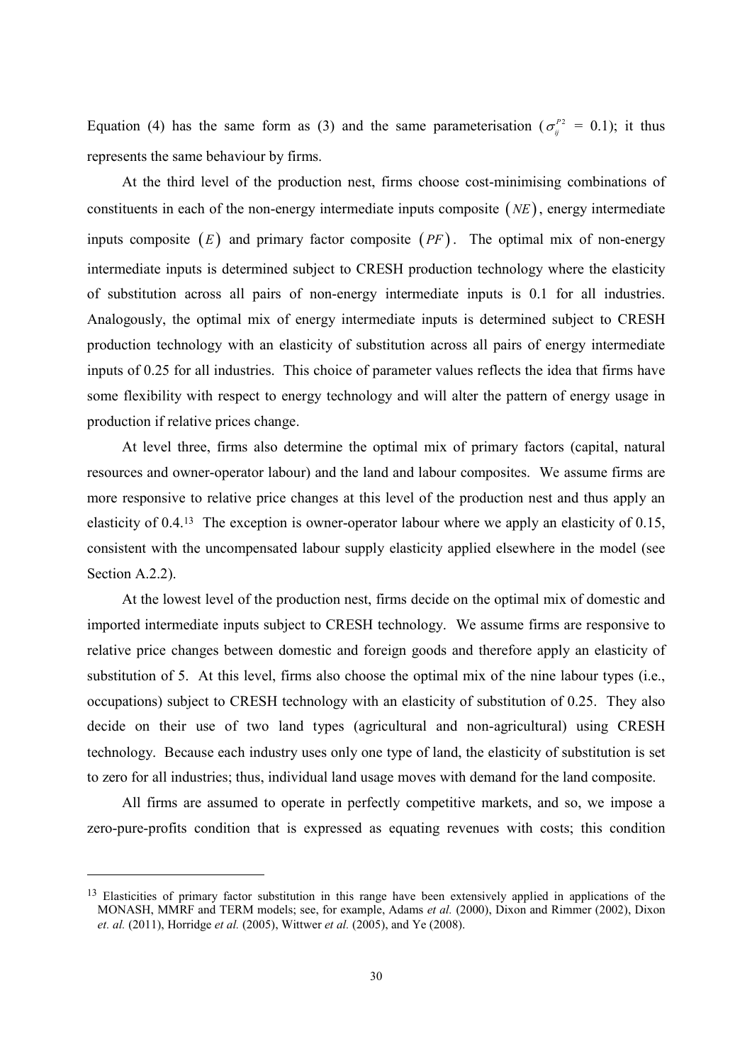Equation (4) has the same form as (3) and the same parameterisation ($\sigma_{ij}^{P2}$ = 0.1); it thus represents the same behaviour by firms.

At the third level of the production nest, firms choose cost-minimising combinations of constituents in each of the non-energy intermediate inputs composite $(NE)$, energy intermediate inputs composite $(E)$ and primary factor composite $(PF)$. The optimal mix of non-energy intermediate inputs is determined subject to CRESH production technology where the elasticity of substitution across all pairs of non-energy intermediate inputs is 0.1 for all industries. Analogously, the optimal mix of energy intermediate inputs is determined subject to CRESH production technology with an elasticity of substitution across all pairs of energy intermediate inputs of 0.25 for all industries. This choice of parameter values reflects the idea that firms have some flexibility with respect to energy technology and will alter the pattern of energy usage in production if relative prices change.

At level three, firms also determine the optimal mix of primary factors (capital, natural resources and owner-operator labour) and the land and labour composites. We assume firms are more responsive to relative price changes at this level of the production nest and thus apply an elasticity of 0.4.[13] The exception is owner-operator labour where we apply an elasticity of 0.15, consistent with the uncompensated labour supply elasticity applied elsewhere in the model (see Section A.2.2).

At the lowest level of the production nest, firms decide on the optimal mix of domestic and imported intermediate inputs subject to CRESH technology. We assume firms are responsive to relative price changes between domestic and foreign goods and therefore apply an elasticity of substitution of 5. At this level, firms also choose the optimal mix of the nine labour types (i.e., occupations) subject to CRESH technology with an elasticity of substitution of 0.25. They also decide on their use of two land types (agricultural and non-agricultural) using CRESH technology. Because each industry uses only one type of land, the elasticity of substitution is set to zero for all industries; thus, individual land usage moves with demand for the land composite.

All firms are assumed to operate in perfectly competitive markets, and so, we impose a zero-pure-profits condition that is expressed as equating revenues with costs; this condition

[13] Elasticities of primary factor substitution in this range have been extensively applied in applications of the MONASH, MMRF and TERM models; see, for example, Adams *et al.* (2000), Dixon and Rimmer (2002), Dixon *et. al.* (2011), Horridge *et al.* (2005), Wittwer *et al.* (2005), and Ye (2008).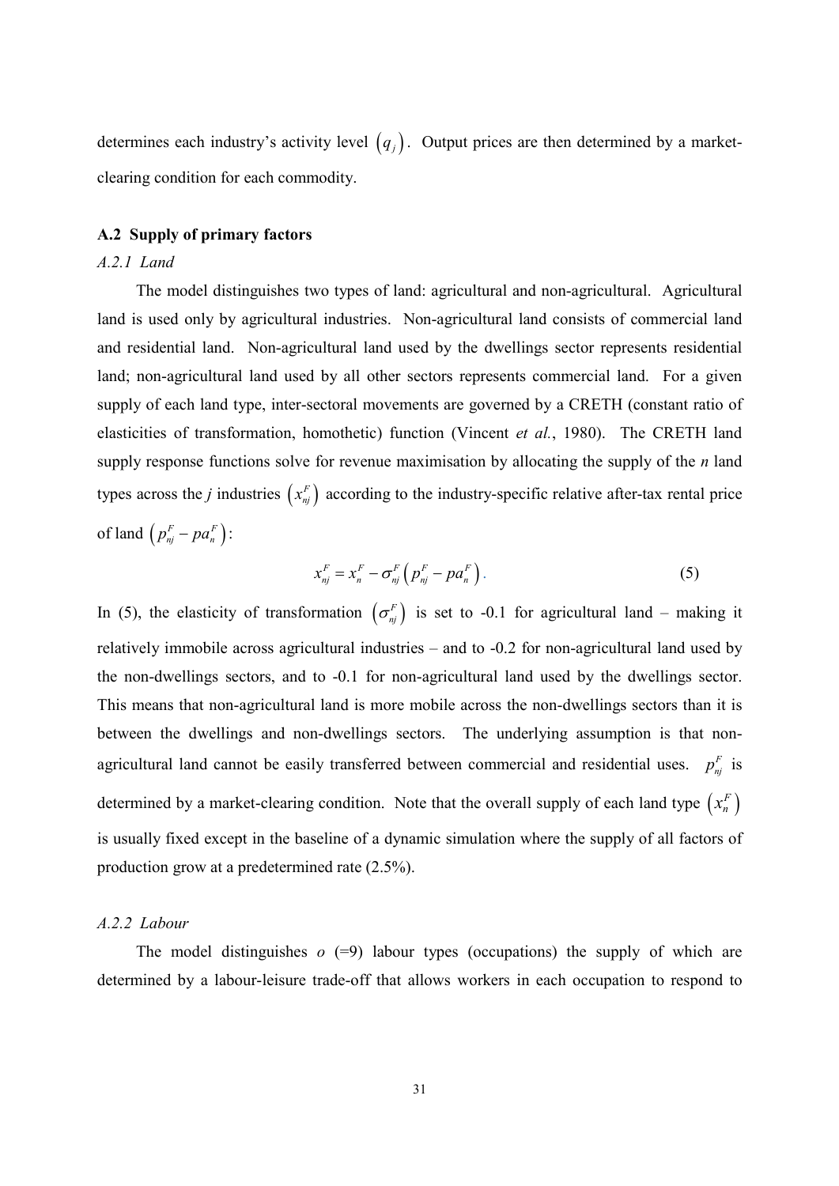determines each industry's activity level $\left(q_j\right)$. Output prices are then determined by a market-clearing condition for each commodity.

### A.2 Supply of primary factors

#### *A.2.1 Land*

The model distinguishes two types of land: agricultural and non-agricultural. Agricultural land is used only by agricultural industries. Non-agricultural land consists of commercial land and residential land. Non-agricultural land used by the dwellings sector represents residential land; non-agricultural land used by all other sectors represents commercial land. For a given supply of each land type, inter-sectoral movements are governed by a CRETH (constant ratio of elasticities of transformation, homothetic) function (Vincent *et al.*, 1980). The CRETH land supply response functions solve for revenue maximisation by allocating the supply of the *n* land types across the *j* industries $\left(x_{nj}^F\right)$ according to the industry-specific relative after-tax rental price of land $\left(p_{nj}^F - pa_n^F\right)$:

$$x_{nj}^F = x_n^F - \sigma_{nj}^F\left(p_{nj}^F - pa_n^F\right). \tag{5}$$

In (5), the elasticity of transformation $\left(\sigma_{nj}^F\right)$ is set to -0.1 for agricultural land – making it relatively immobile across agricultural industries – and to -0.2 for non-agricultural land used by the non-dwellings sectors, and to -0.1 for non-agricultural land used by the dwellings sector. This means that non-agricultural land is more mobile across the non-dwellings sectors than it is between the dwellings and non-dwellings sectors. The underlying assumption is that non-agricultural land cannot be easily transferred between commercial and residential uses. $p_{nj}^F$ is determined by a market-clearing condition. Note that the overall supply of each land type $\left(x_n^F\right)$ is usually fixed except in the baseline of a dynamic simulation where the supply of all factors of production grow at a predetermined rate (2.5%).

#### *A.2.2 Labour*

The model distinguishes *o* (=9) labour types (occupations) the supply of which are determined by a labour-leisure trade-off that allows workers in each occupation to respond to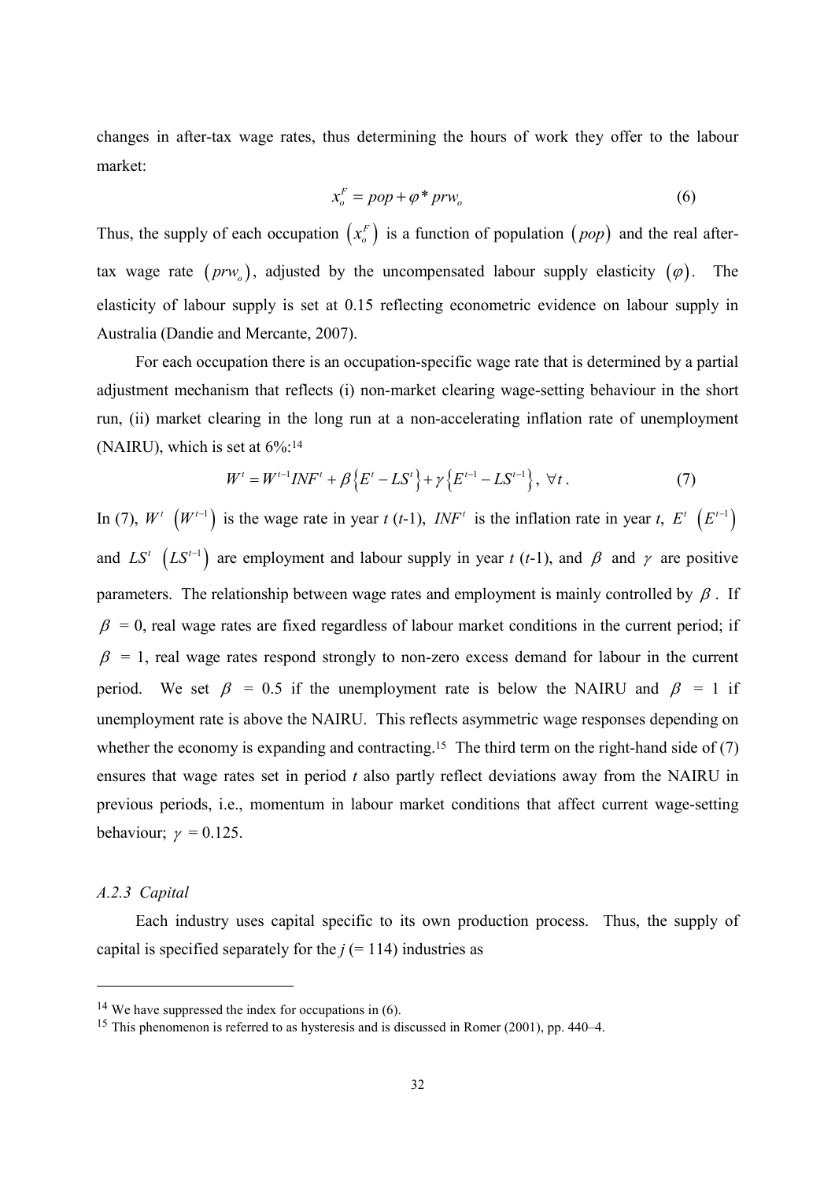changes in after-tax wage rates, thus determining the hours of work they offer to the labour market:

$$x_o^F = pop + \varphi * prw_o \tag{6}$$

Thus, the supply of each occupation $\left(x_o^F\right)$ is a function of population $\left(pop\right)$ and the real after-tax wage rate $\left(prw_o\right)$, adjusted by the uncompensated labour supply elasticity $\left(\varphi\right)$. The elasticity of labour supply is set at 0.15 reflecting econometric evidence on labour supply in Australia (Dandie and Mercante, 2007).

For each occupation there is an occupation-specific wage rate that is determined by a partial adjustment mechanism that reflects (i) non-market clearing wage-setting behaviour in the short run, (ii) market clearing in the long run at a non-accelerating inflation rate of unemployment (NAIRU), which is set at 6%:[14]

$$W^t = W^{t-1} INF^t + \beta\left\{E^t - LS^t\right\} + \gamma\left\{E^{t-1} - LS^{t-1}\right\}, \ \forall t. \tag{7}$$

In (7), $W^t$ $\left(W^{t-1}\right)$ is the wage rate in year $t$ ($t$-1), $INF^t$ is the inflation rate in year $t$, $E^t$ $\left(E^{t-1}\right)$ and $LS^t$ $\left(LS^{t-1}\right)$ are employment and labour supply in year $t$ ($t$-1), and $\beta$ and $\gamma$ are positive parameters. The relationship between wage rates and employment is mainly controlled by $\beta$. If $\beta$ = 0, real wage rates are fixed regardless of labour market conditions in the current period; if $\beta$ = 1, real wage rates respond strongly to non-zero excess demand for labour in the current period. We set $\beta$ = 0.5 if the unemployment rate is below the NAIRU and $\beta$ = 1 if unemployment rate is above the NAIRU. This reflects asymmetric wage responses depending on whether the economy is expanding and contracting.[15] The third term on the right-hand side of (7) ensures that wage rates set in period $t$ also partly reflect deviations away from the NAIRU in previous periods, i.e., momentum in labour market conditions that affect current wage-setting behaviour; $\gamma$ = 0.125.

### *A.2.3 Capital*

Each industry uses capital specific to its own production process. Thus, the supply of capital is specified separately for the $j$ (= 114) industries as

---

[14] We have suppressed the index for occupations in (6).

[15] This phenomenon is referred to as hysteresis and is discussed in Romer (2001), pp. 440–4.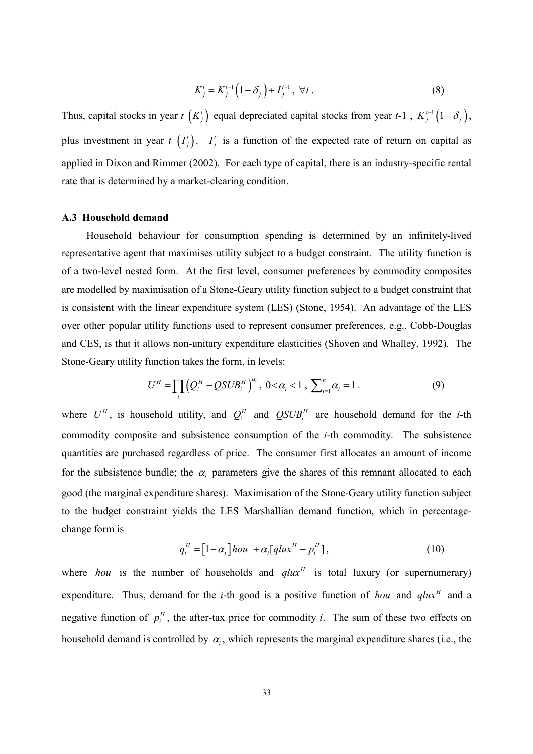$$K_j^t = K_j^{t-1}\left(1-\delta_j\right) + I_j^{t-1},\ \forall t\,. \tag{8}$$

Thus, capital stocks in year $t$ $\left(K_j^t\right)$ equal depreciated capital stocks from year $t$-1 , $K_j^{t-1}\left(1-\delta_j\right)$, plus investment in year $t$ $\left(I_j^t\right)$. $I_j^t$ is a function of the expected rate of return on capital as applied in Dixon and Rimmer (2002). For each type of capital, there is an industry-specific rental rate that is determined by a market-clearing condition.

### A.3 Household demand

Household behaviour for consumption spending is determined by an infinitely-lived representative agent that maximises utility subject to a budget constraint. The utility function is of a two-level nested form. At the first level, consumer preferences by commodity composites are modelled by maximisation of a Stone-Geary utility function subject to a budget constraint that is consistent with the linear expenditure system (LES) (Stone, 1954). An advantage of the LES over other popular utility functions used to represent consumer preferences, e.g., Cobb-Douglas and CES, is that it allows non-unitary expenditure elasticities (Shoven and Whalley, 1992). The Stone-Geary utility function takes the form, in levels:

$$U^H = \prod_i \left(Q_i^H - QSUB_i^H\right)^{\alpha_i},\ 0<\alpha_i<1\,,\ \sum\nolimits_{i=1}^{n}\alpha_i = 1\,. \tag{9}$$

where $U^H$, is household utility, and $Q_i^H$ and $QSUB_i^H$ are household demand for the $i$-th commodity composite and subsistence consumption of the $i$-th commodity. The subsistence quantities are purchased regardless of price. The consumer first allocates an amount of income for the subsistence bundle; the $\alpha_i$ parameters give the shares of this remnant allocated to each good (the marginal expenditure shares). Maximisation of the Stone-Geary utility function subject to the budget constraint yields the LES Marshallian demand function, which in percentage-change form is

$$q_i^H = \left[1-\alpha_i\right]hou\ + \alpha_i[qlux^H - p_i^H]\,, \tag{10}$$

where $hou$ is the number of households and $qlux^H$ is total luxury (or supernumerary) expenditure. Thus, demand for the $i$-th good is a positive function of $hou$ and $qlux^H$ and a negative function of $p_i^H$, the after-tax price for commodity $i$. The sum of these two effects on household demand is controlled by $\alpha_i$, which represents the marginal expenditure shares (i.e., the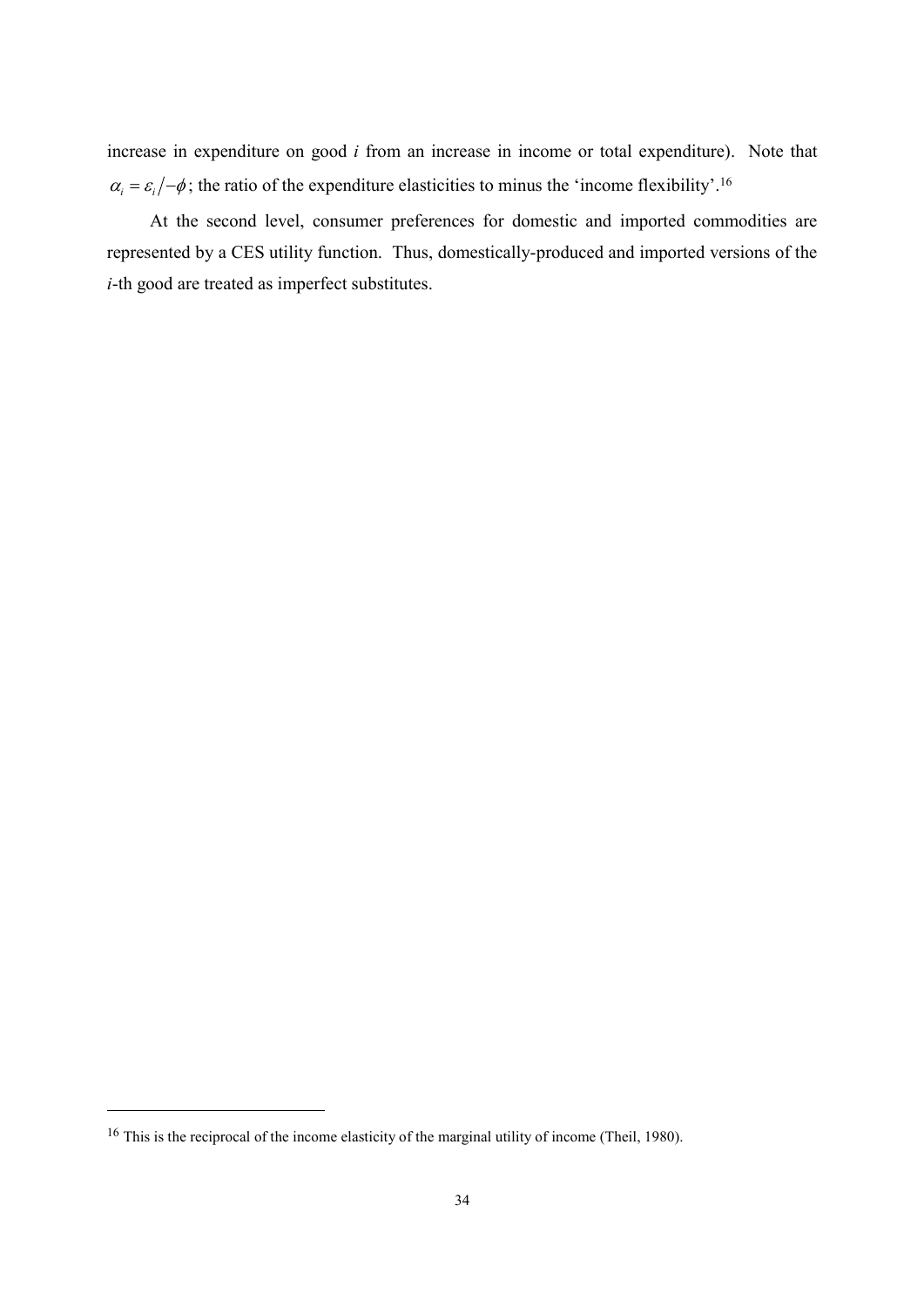increase in expenditure on good *i* from an increase in income or total expenditure). Note that $\alpha_i = \varepsilon_i / -\phi$; the ratio of the expenditure elasticities to minus the 'income flexibility'.[16]

At the second level, consumer preferences for domestic and imported commodities are represented by a CES utility function. Thus, domestically-produced and imported versions of the *i*-th good are treated as imperfect substitutes.

---

[16] This is the reciprocal of the income elasticity of the marginal utility of income (Theil, 1980).